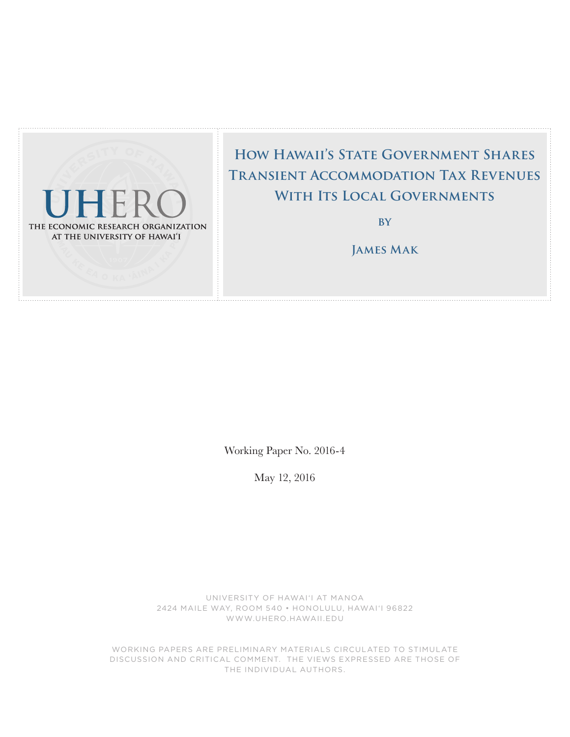UHERO

THE ECONOMIC RESEARCH ORGANIZATION AT THE UNIVERSITY OF HAWAI'I

# How Hawaii's State Government Shares Transient Accommodation Tax Revenues With Its Local Governments

by

James Mak

Working Paper No. 2016-4

May 12, 2016

UNIVERSITY OF HAWAI'I AT MANOA
2424 MAILE WAY, ROOM 540 • HONOLULU, HAWAI'I 96822
WWW.UHERO.HAWAII.EDU

WORKING PAPERS ARE PRELIMINARY MATERIALS CIRCULATED TO STIMULATE DISCUSSION AND CRITICAL COMMENT. THE VIEWS EXPRESSED ARE THOSE OF THE INDIVIDUAL AUTHORS.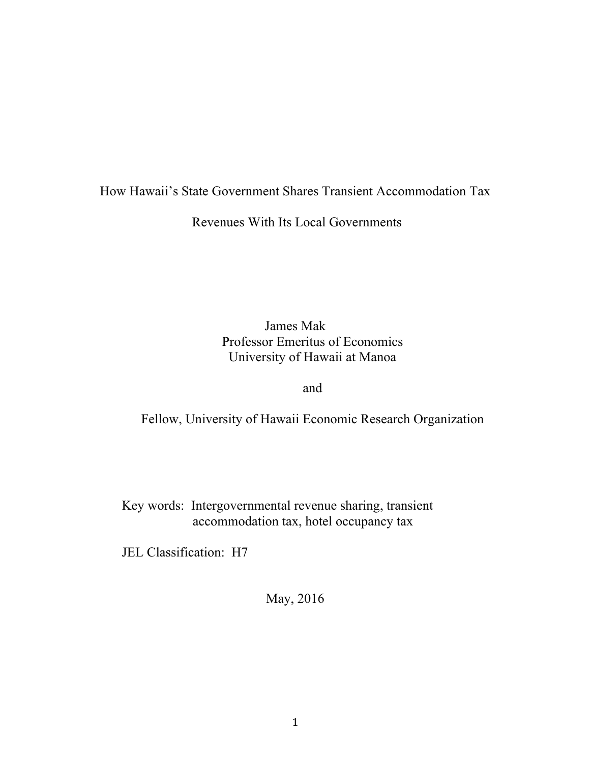# How Hawaii's State Government Shares Transient Accommodation Tax Revenues With Its Local Governments

James Mak
Professor Emeritus of Economics
University of Hawaii at Manoa

and

Fellow, University of Hawaii Economic Research Organization

Key words: Intergovernmental revenue sharing, transient accommodation tax, hotel occupancy tax

JEL Classification: H7

May, 2016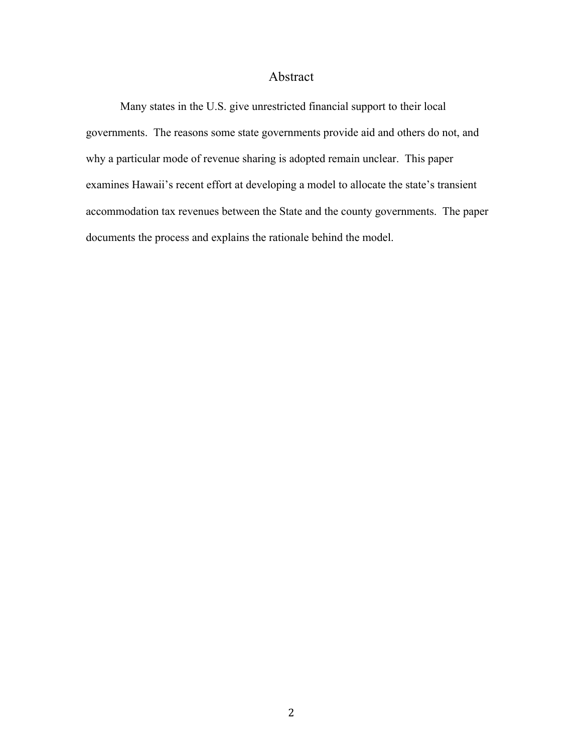# Abstract

Many states in the U.S. give unrestricted financial support to their local governments. The reasons some state governments provide aid and others do not, and why a particular mode of revenue sharing is adopted remain unclear. This paper examines Hawaii's recent effort at developing a model to allocate the state's transient accommodation tax revenues between the State and the county governments. The paper documents the process and explains the rationale behind the model.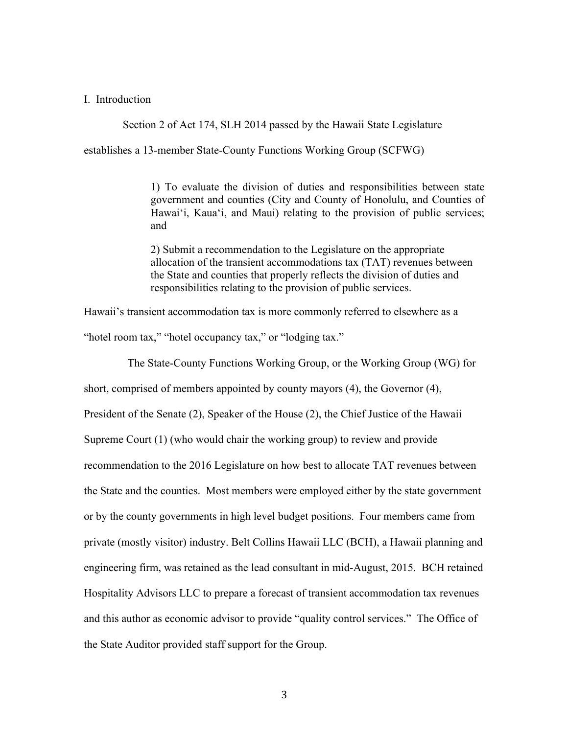## I. Introduction

Section 2 of Act 174, SLH 2014 passed by the Hawaii State Legislature establishes a 13-member State-County Functions Working Group (SCFWG)

> 1) To evaluate the division of duties and responsibilities between state government and counties (City and County of Honolulu, and Counties of Hawaiʻi, Kauaʻi, and Maui) relating to the provision of public services; and
>
> 2) Submit a recommendation to the Legislature on the appropriate allocation of the transient accommodations tax (TAT) revenues between the State and counties that properly reflects the division of duties and responsibilities relating to the provision of public services.

Hawaii's transient accommodation tax is more commonly referred to elsewhere as a "hotel room tax," "hotel occupancy tax," or "lodging tax."

The State-County Functions Working Group, or the Working Group (WG) for short, comprised of members appointed by county mayors (4), the Governor (4), President of the Senate (2), Speaker of the House (2), the Chief Justice of the Hawaii Supreme Court (1) (who would chair the working group) to review and provide recommendation to the 2016 Legislature on how best to allocate TAT revenues between the State and the counties. Most members were employed either by the state government or by the county governments in high level budget positions. Four members came from private (mostly visitor) industry. Belt Collins Hawaii LLC (BCH), a Hawaii planning and engineering firm, was retained as the lead consultant in mid-August, 2015. BCH retained Hospitality Advisors LLC to prepare a forecast of transient accommodation tax revenues and this author as economic advisor to provide "quality control services." The Office of the State Auditor provided staff support for the Group.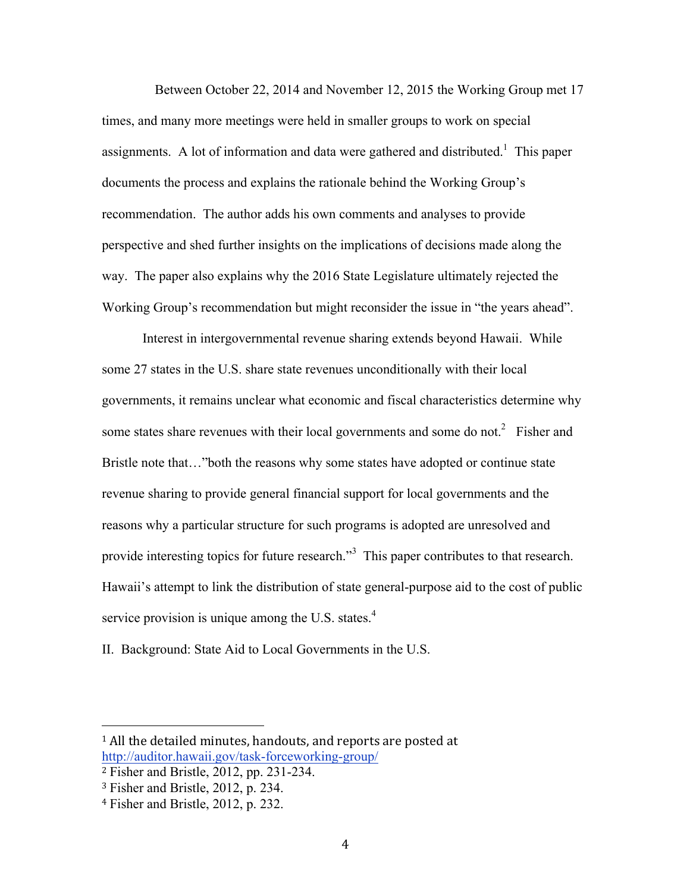Between October 22, 2014 and November 12, 2015 the Working Group met 17 times, and many more meetings were held in smaller groups to work on special assignments. A lot of information and data were gathered and distributed.[1] This paper documents the process and explains the rationale behind the Working Group's recommendation. The author adds his own comments and analyses to provide perspective and shed further insights on the implications of decisions made along the way. The paper also explains why the 2016 State Legislature ultimately rejected the Working Group's recommendation but might reconsider the issue in "the years ahead".

Interest in intergovernmental revenue sharing extends beyond Hawaii. While some 27 states in the U.S. share state revenues unconditionally with their local governments, it remains unclear what economic and fiscal characteristics determine why some states share revenues with their local governments and some do not.[2] Fisher and Bristle note that…"both the reasons why some states have adopted or continue state revenue sharing to provide general financial support for local governments and the reasons why a particular structure for such programs is adopted are unresolved and provide interesting topics for future research."[3] This paper contributes to that research. Hawaii's attempt to link the distribution of state general-purpose aid to the cost of public service provision is unique among the U.S. states.[4]

## II. Background: State Aid to Local Governments in the U.S.

---

[1] All the detailed minutes, handouts, and reports are posted at http://auditor.hawaii.gov/task-forceworking-group/

[2] Fisher and Bristle, 2012, pp. 231-234.

[3] Fisher and Bristle, 2012, p. 234.

[4] Fisher and Bristle, 2012, p. 232.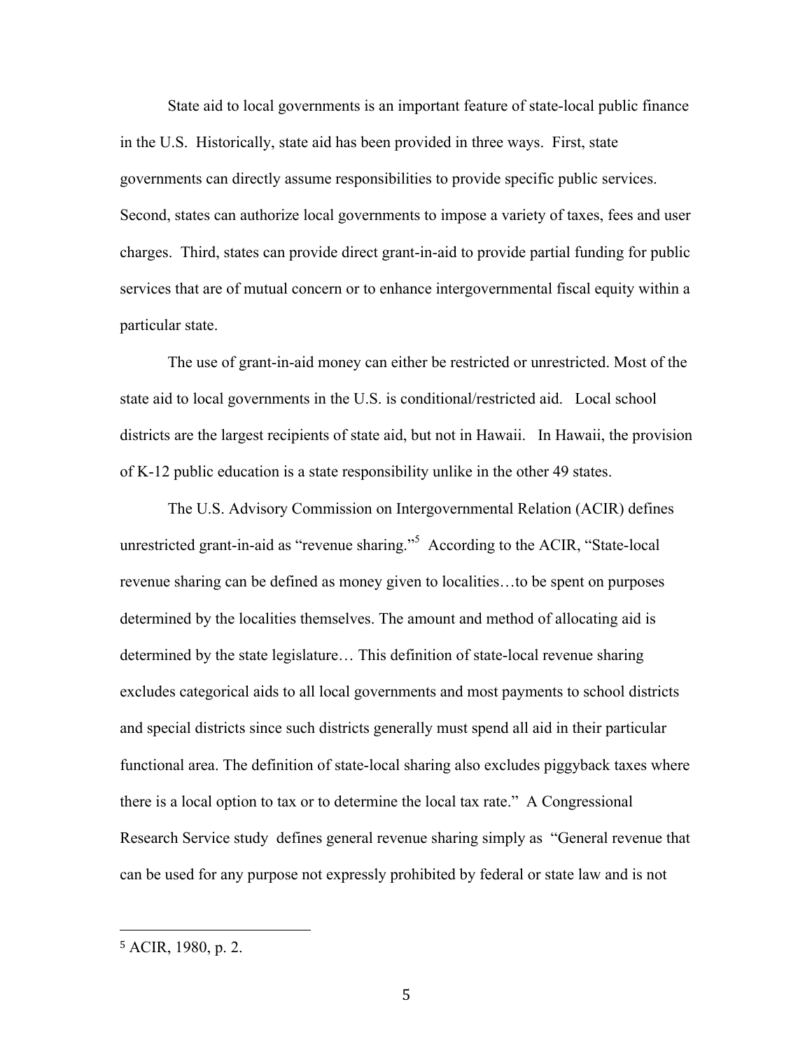State aid to local governments is an important feature of state-local public finance in the U.S. Historically, state aid has been provided in three ways. First, state governments can directly assume responsibilities to provide specific public services. Second, states can authorize local governments to impose a variety of taxes, fees and user charges. Third, states can provide direct grant-in-aid to provide partial funding for public services that are of mutual concern or to enhance intergovernmental fiscal equity within a particular state.

The use of grant-in-aid money can either be restricted or unrestricted. Most of the state aid to local governments in the U.S. is conditional/restricted aid. Local school districts are the largest recipients of state aid, but not in Hawaii. In Hawaii, the provision of K-12 public education is a state responsibility unlike in the other 49 states.

The U.S. Advisory Commission on Intergovernmental Relation (ACIR) defines unrestricted grant-in-aid as "revenue sharing."[5] According to the ACIR, "State-local revenue sharing can be defined as money given to localities…to be spent on purposes determined by the localities themselves. The amount and method of allocating aid is determined by the state legislature… This definition of state-local revenue sharing excludes categorical aids to all local governments and most payments to school districts and special districts since such districts generally must spend all aid in their particular functional area. The definition of state-local sharing also excludes piggyback taxes where there is a local option to tax or to determine the local tax rate." A Congressional Research Service study defines general revenue sharing simply as "General revenue that can be used for any purpose not expressly prohibited by federal or state law and is not

---

[5] ACIR, 1980, p. 2.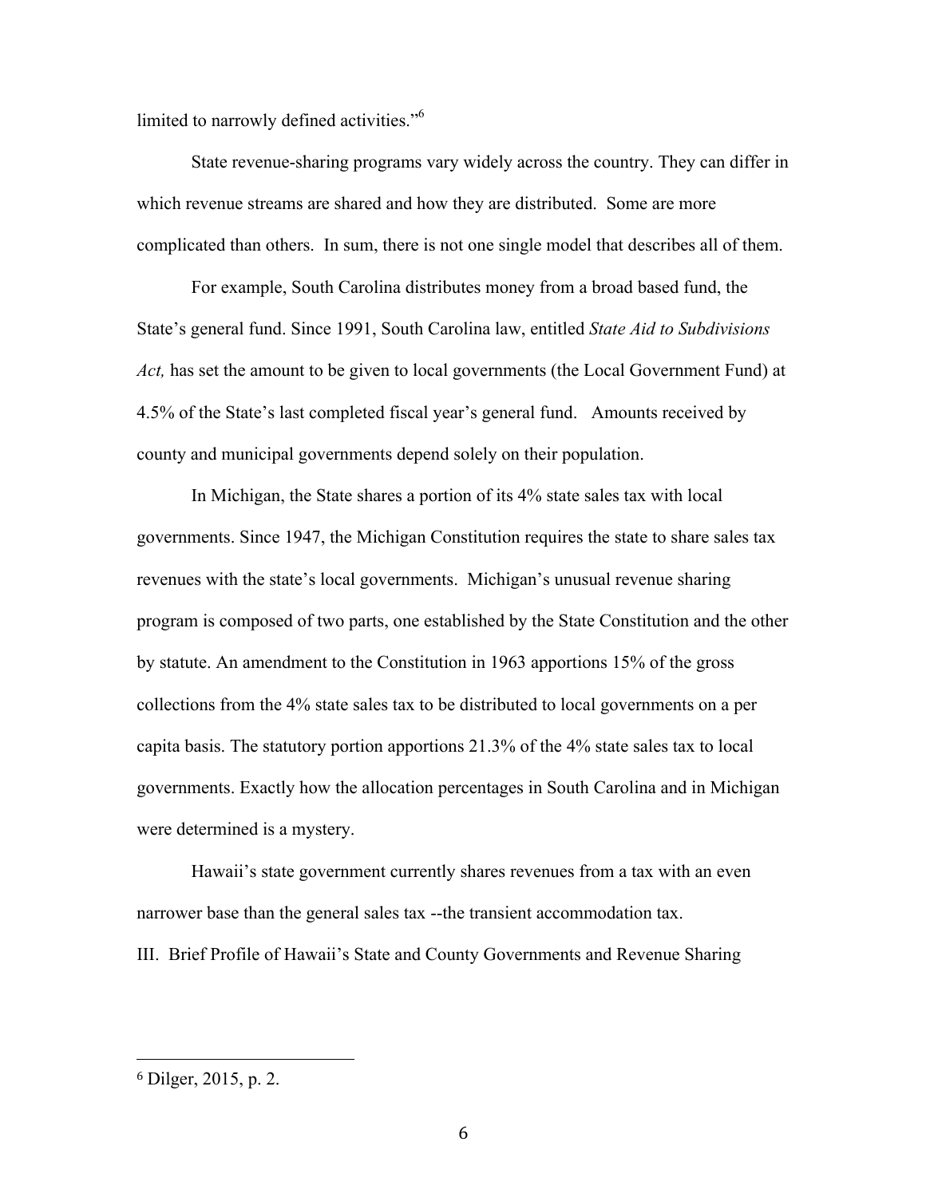limited to narrowly defined activities."[6]

State revenue-sharing programs vary widely across the country. They can differ in which revenue streams are shared and how they are distributed. Some are more complicated than others. In sum, there is not one single model that describes all of them.

For example, South Carolina distributes money from a broad based fund, the State's general fund. Since 1991, South Carolina law, entitled *State Aid to Subdivisions Act,* has set the amount to be given to local governments (the Local Government Fund) at 4.5% of the State's last completed fiscal year's general fund. Amounts received by county and municipal governments depend solely on their population.

In Michigan, the State shares a portion of its 4% state sales tax with local governments. Since 1947, the Michigan Constitution requires the state to share sales tax revenues with the state's local governments. Michigan's unusual revenue sharing program is composed of two parts, one established by the State Constitution and the other by statute. An amendment to the Constitution in 1963 apportions 15% of the gross collections from the 4% state sales tax to be distributed to local governments on a per capita basis. The statutory portion apportions 21.3% of the 4% state sales tax to local governments. Exactly how the allocation percentages in South Carolina and in Michigan were determined is a mystery.

Hawaii's state government currently shares revenues from a tax with an even narrower base than the general sales tax --the transient accommodation tax.

## III. Brief Profile of Hawaii's State and County Governments and Revenue Sharing

[6] Dilger, 2015, p. 2.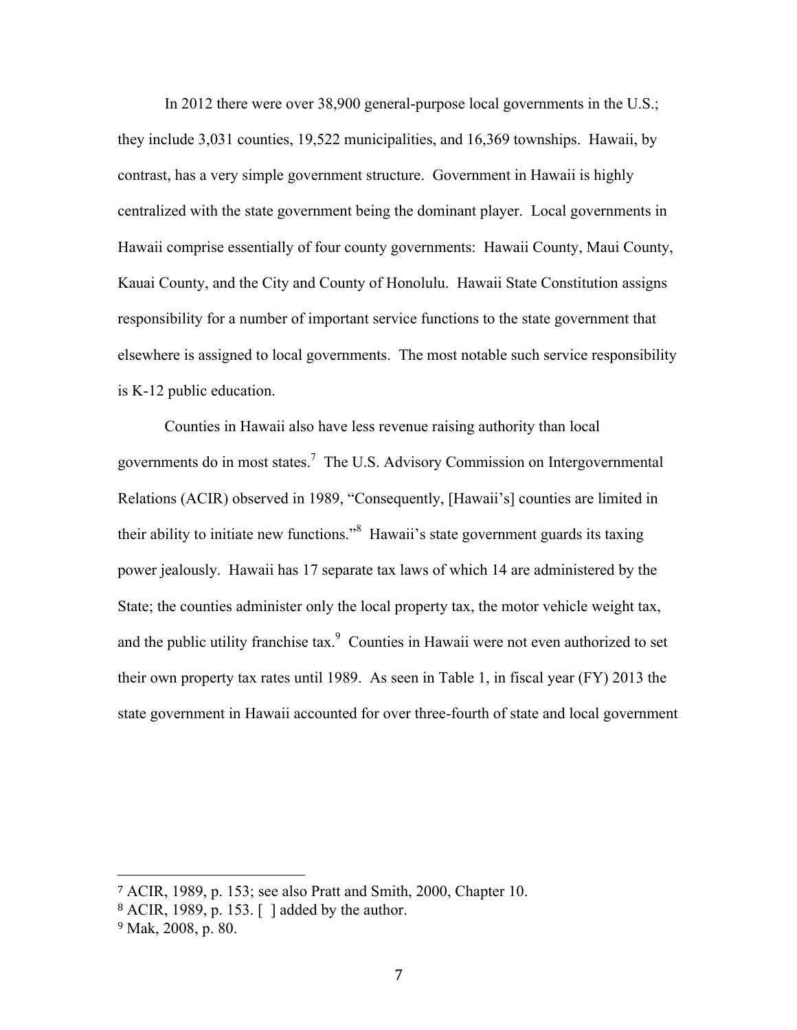In 2012 there were over 38,900 general-purpose local governments in the U.S.; they include 3,031 counties, 19,522 municipalities, and 16,369 townships. Hawaii, by contrast, has a very simple government structure. Government in Hawaii is highly centralized with the state government being the dominant player. Local governments in Hawaii comprise essentially of four county governments: Hawaii County, Maui County, Kauai County, and the City and County of Honolulu. Hawaii State Constitution assigns responsibility for a number of important service functions to the state government that elsewhere is assigned to local governments. The most notable such service responsibility is K-12 public education.

Counties in Hawaii also have less revenue raising authority than local governments do in most states.[7] The U.S. Advisory Commission on Intergovernmental Relations (ACIR) observed in 1989, "Consequently, [Hawaii's] counties are limited in their ability to initiate new functions."[8] Hawaii's state government guards its taxing power jealously. Hawaii has 17 separate tax laws of which 14 are administered by the State; the counties administer only the local property tax, the motor vehicle weight tax, and the public utility franchise tax.[9] Counties in Hawaii were not even authorized to set their own property tax rates until 1989. As seen in Table 1, in fiscal year (FY) 2013 the state government in Hawaii accounted for over three-fourth of state and local government

---

[7] ACIR, 1989, p. 153; see also Pratt and Smith, 2000, Chapter 10.

[8] ACIR, 1989, p. 153. [ ] added by the author.

[9] Mak, 2008, p. 80.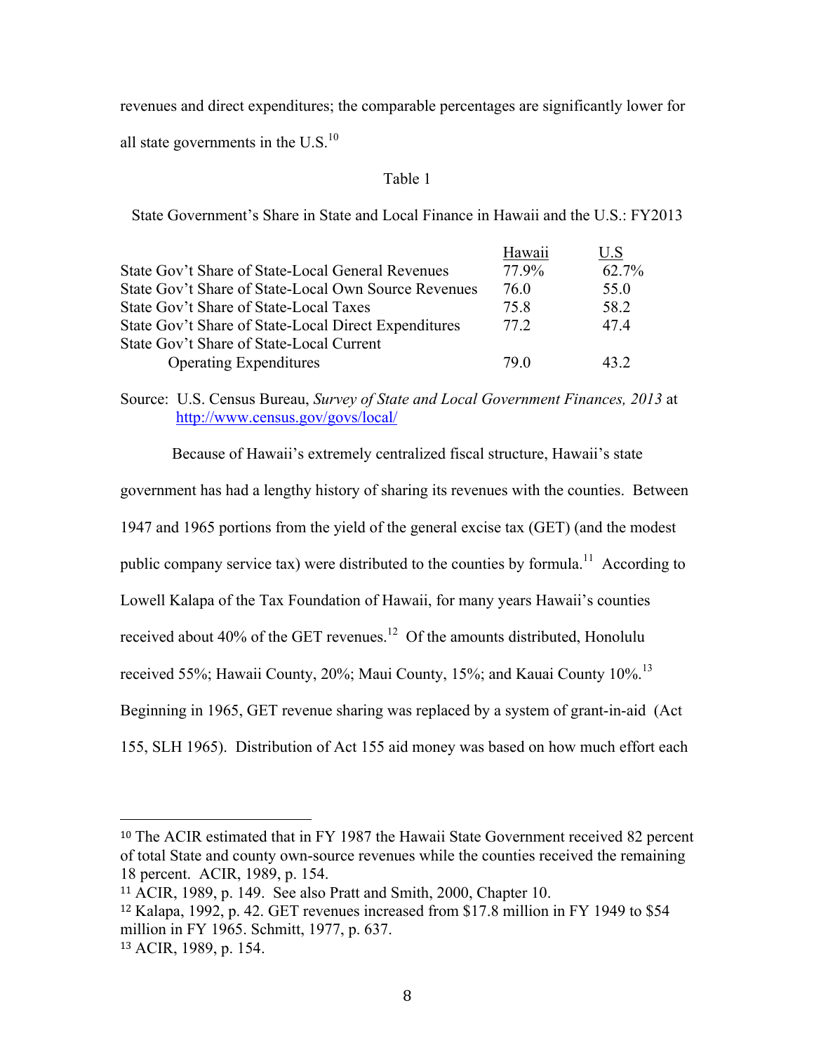revenues and direct expenditures; the comparable percentages are significantly lower for all state governments in the U.S.[10]

Table 1

State Government's Share in State and Local Finance in Hawaii and the U.S.: FY2013

| | Hawaii | U.S |
|---|---|---|
| State Gov't Share of State-Local General Revenues | 77.9% | 62.7% |
| State Gov't Share of State-Local Own Source Revenues | 76.0 | 55.0 |
| State Gov't Share of State-Local Taxes | 75.8 | 58.2 |
| State Gov't Share of State-Local Direct Expenditures | 77.2 | 47.4 |
| State Gov't Share of State-Local Current Operating Expenditures | 79.0 | 43.2 |

Source: U.S. Census Bureau, *Survey of State and Local Government Finances, 2013* at http://www.census.gov/govs/local/

Because of Hawaii's extremely centralized fiscal structure, Hawaii's state government has had a lengthy history of sharing its revenues with the counties. Between 1947 and 1965 portions from the yield of the general excise tax (GET) (and the modest public company service tax) were distributed to the counties by formula.[11] According to Lowell Kalapa of the Tax Foundation of Hawaii, for many years Hawaii's counties received about 40% of the GET revenues.[12] Of the amounts distributed, Honolulu received 55%; Hawaii County, 20%; Maui County, 15%; and Kauai County 10%.[13] Beginning in 1965, GET revenue sharing was replaced by a system of grant-in-aid (Act 155, SLH 1965). Distribution of Act 155 aid money was based on how much effort each

---

[10] The ACIR estimated that in FY 1987 the Hawaii State Government received 82 percent of total State and county own-source revenues while the counties received the remaining 18 percent. ACIR, 1989, p. 154.

[11] ACIR, 1989, p. 149. See also Pratt and Smith, 2000, Chapter 10.

[12] Kalapa, 1992, p. 42. GET revenues increased from $17.8 million in FY 1949 to $54 million in FY 1965. Schmitt, 1977, p. 637.

[13] ACIR, 1989, p. 154.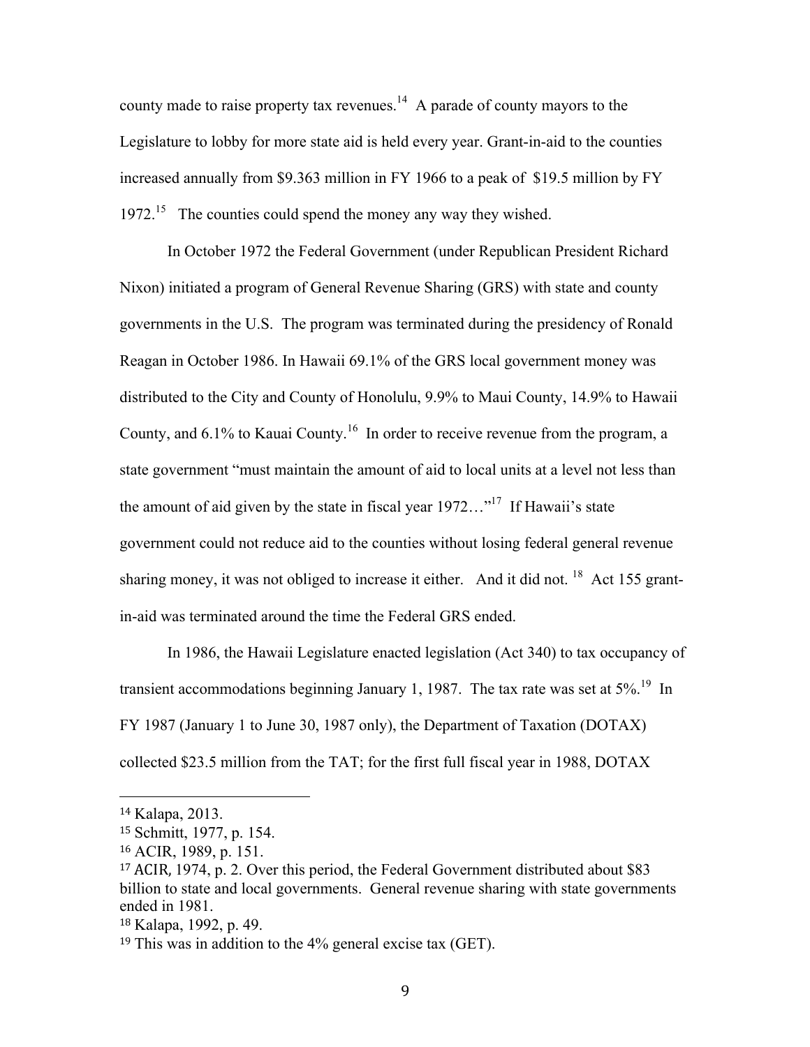county made to raise property tax revenues.[14] A parade of county mayors to the Legislature to lobby for more state aid is held every year. Grant-in-aid to the counties increased annually from $9.363 million in FY 1966 to a peak of $19.5 million by FY 1972.[15] The counties could spend the money any way they wished.

In October 1972 the Federal Government (under Republican President Richard Nixon) initiated a program of General Revenue Sharing (GRS) with state and county governments in the U.S. The program was terminated during the presidency of Ronald Reagan in October 1986. In Hawaii 69.1% of the GRS local government money was distributed to the City and County of Honolulu, 9.9% to Maui County, 14.9% to Hawaii County, and 6.1% to Kauai County.[16] In order to receive revenue from the program, a state government "must maintain the amount of aid to local units at a level not less than the amount of aid given by the state in fiscal year 1972…"[17] If Hawaii's state government could not reduce aid to the counties without losing federal general revenue sharing money, it was not obliged to increase it either. And it did not.[18] Act 155 grant-in-aid was terminated around the time the Federal GRS ended.

In 1986, the Hawaii Legislature enacted legislation (Act 340) to tax occupancy of transient accommodations beginning January 1, 1987. The tax rate was set at 5%.[19] In FY 1987 (January 1 to June 30, 1987 only), the Department of Taxation (DOTAX) collected $23.5 million from the TAT; for the first full fiscal year in 1988, DOTAX

---

[14] Kalapa, 2013.

[15] Schmitt, 1977, p. 154.

[16] ACIR, 1989, p. 151.

[17] ACIR, 1974, p. 2. Over this period, the Federal Government distributed about $83 billion to state and local governments. General revenue sharing with state governments ended in 1981.

[18] Kalapa, 1992, p. 49.

[19] This was in addition to the 4% general excise tax (GET).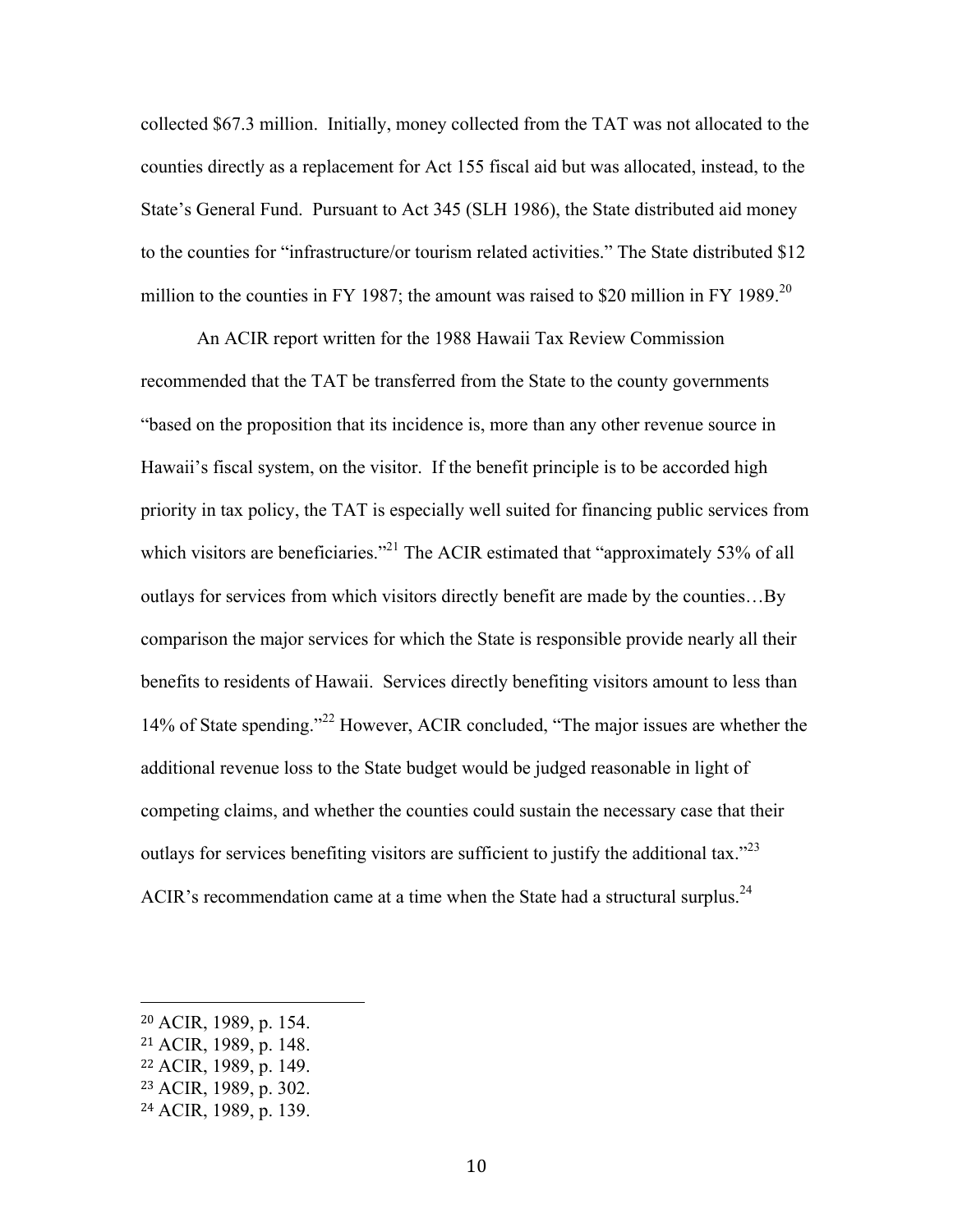collected $67.3 million. Initially, money collected from the TAT was not allocated to the counties directly as a replacement for Act 155 fiscal aid but was allocated, instead, to the State's General Fund. Pursuant to Act 345 (SLH 1986), the State distributed aid money to the counties for "infrastructure/or tourism related activities." The State distributed $12 million to the counties in FY 1987; the amount was raised to $20 million in FY 1989.[20]

An ACIR report written for the 1988 Hawaii Tax Review Commission recommended that the TAT be transferred from the State to the county governments "based on the proposition that its incidence is, more than any other revenue source in Hawaii's fiscal system, on the visitor. If the benefit principle is to be accorded high priority in tax policy, the TAT is especially well suited for financing public services from which visitors are beneficiaries."[21] The ACIR estimated that "approximately 53% of all outlays for services from which visitors directly benefit are made by the counties…By comparison the major services for which the State is responsible provide nearly all their benefits to residents of Hawaii. Services directly benefiting visitors amount to less than 14% of State spending."[22] However, ACIR concluded, "The major issues are whether the additional revenue loss to the State budget would be judged reasonable in light of competing claims, and whether the counties could sustain the necessary case that their outlays for services benefiting visitors are sufficient to justify the additional tax."[23] ACIR's recommendation came at a time when the State had a structural surplus.[24]

---

[20] ACIR, 1989, p. 154.
[21] ACIR, 1989, p. 148.
[22] ACIR, 1989, p. 149.
[23] ACIR, 1989, p. 302.
[24] ACIR, 1989, p. 139.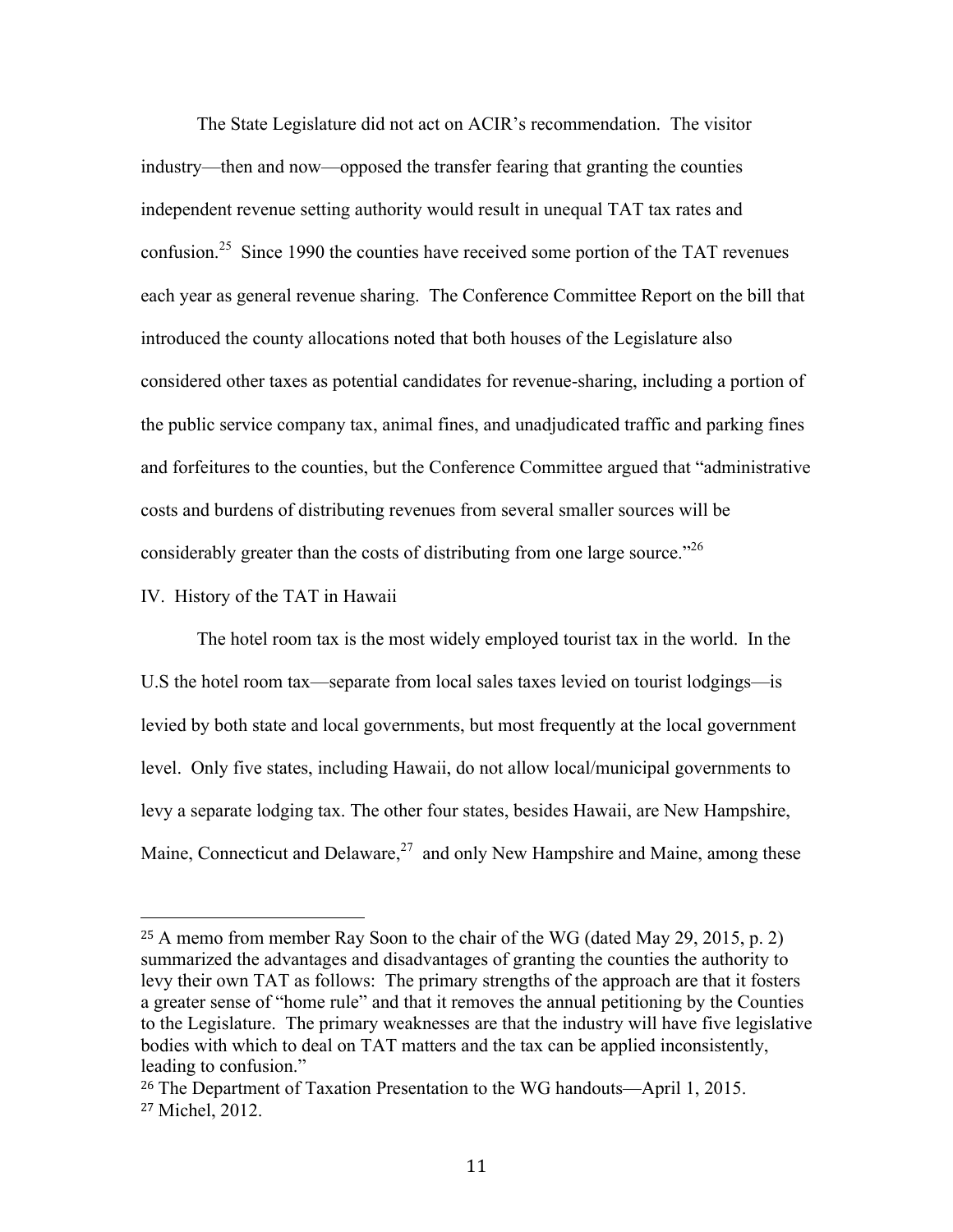The State Legislature did not act on ACIR's recommendation. The visitor industry—then and now—opposed the transfer fearing that granting the counties independent revenue setting authority would result in unequal TAT tax rates and confusion.[25] Since 1990 the counties have received some portion of the TAT revenues each year as general revenue sharing. The Conference Committee Report on the bill that introduced the county allocations noted that both houses of the Legislature also considered other taxes as potential candidates for revenue-sharing, including a portion of the public service company tax, animal fines, and unadjudicated traffic and parking fines and forfeitures to the counties, but the Conference Committee argued that "administrative costs and burdens of distributing revenues from several smaller sources will be considerably greater than the costs of distributing from one large source."[26]

## IV. History of the TAT in Hawaii

The hotel room tax is the most widely employed tourist tax in the world. In the U.S the hotel room tax—separate from local sales taxes levied on tourist lodgings—is levied by both state and local governments, but most frequently at the local government level. Only five states, including Hawaii, do not allow local/municipal governments to levy a separate lodging tax. The other four states, besides Hawaii, are New Hampshire, Maine, Connecticut and Delaware,[27] and only New Hampshire and Maine, among these

---

[25] A memo from member Ray Soon to the chair of the WG (dated May 29, 2015, p. 2) summarized the advantages and disadvantages of granting the counties the authority to levy their own TAT as follows: The primary strengths of the approach are that it fosters a greater sense of "home rule" and that it removes the annual petitioning by the Counties to the Legislature. The primary weaknesses are that the industry will have five legislative bodies with which to deal on TAT matters and the tax can be applied inconsistently, leading to confusion."

[26] The Department of Taxation Presentation to the WG handouts—April 1, 2015.

[27] Michel, 2012.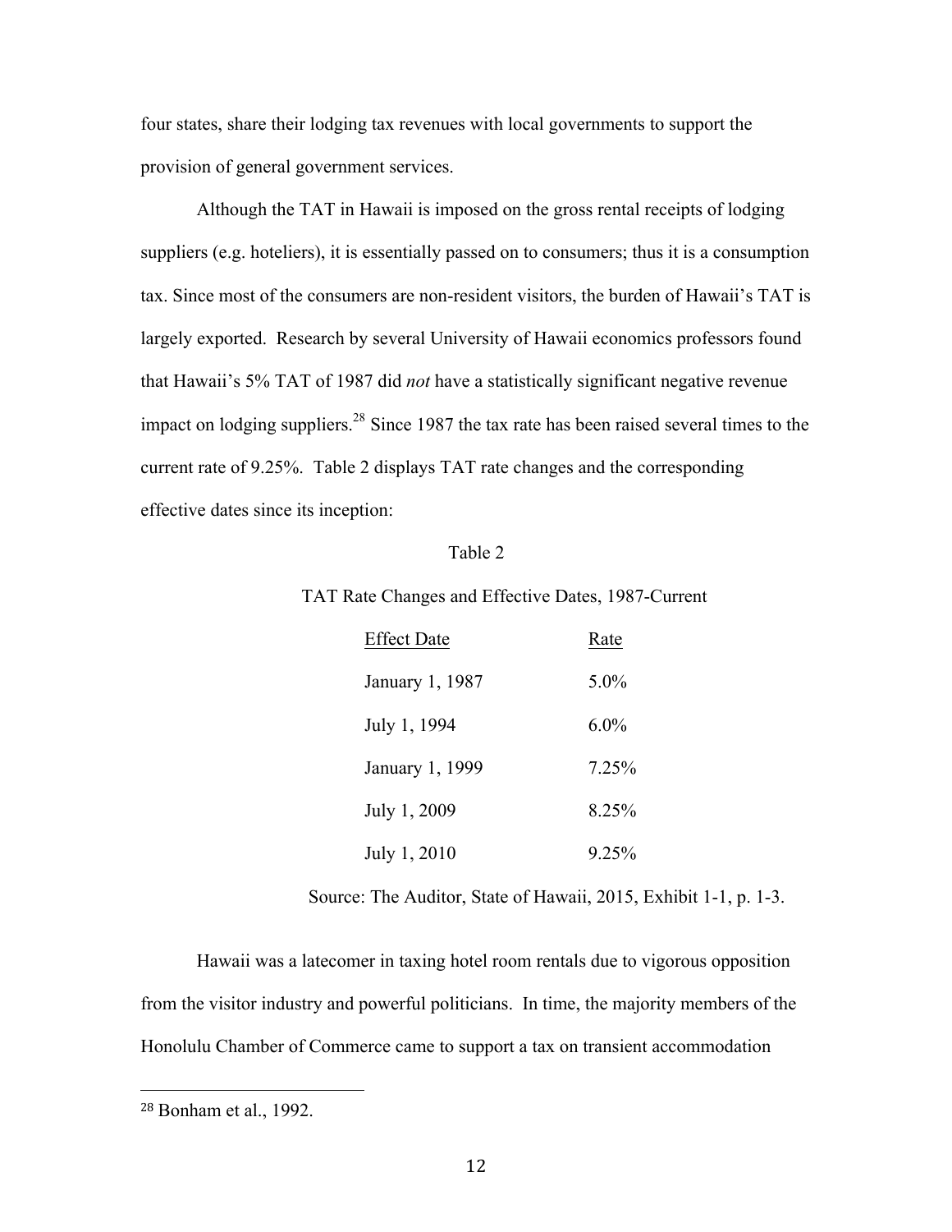four states, share their lodging tax revenues with local governments to support the provision of general government services.

Although the TAT in Hawaii is imposed on the gross rental receipts of lodging suppliers (e.g. hoteliers), it is essentially passed on to consumers; thus it is a consumption tax. Since most of the consumers are non-resident visitors, the burden of Hawaii's TAT is largely exported. Research by several University of Hawaii economics professors found that Hawaii's 5% TAT of 1987 did *not* have a statistically significant negative revenue impact on lodging suppliers.[28] Since 1987 the tax rate has been raised several times to the current rate of 9.25%. Table 2 displays TAT rate changes and the corresponding effective dates since its inception:

Table 2

TAT Rate Changes and Effective Dates, 1987-Current

| Effect Date | Rate |
|---|---|
| January 1, 1987 | 5.0% |
| July 1, 1994 | 6.0% |
| January 1, 1999 | 7.25% |
| July 1, 2009 | 8.25% |
| July 1, 2010 | 9.25% |

Source: The Auditor, State of Hawaii, 2015, Exhibit 1-1, p. 1-3.

Hawaii was a latecomer in taxing hotel room rentals due to vigorous opposition from the visitor industry and powerful politicians. In time, the majority members of the Honolulu Chamber of Commerce came to support a tax on transient accommodation

[28] Bonham et al., 1992.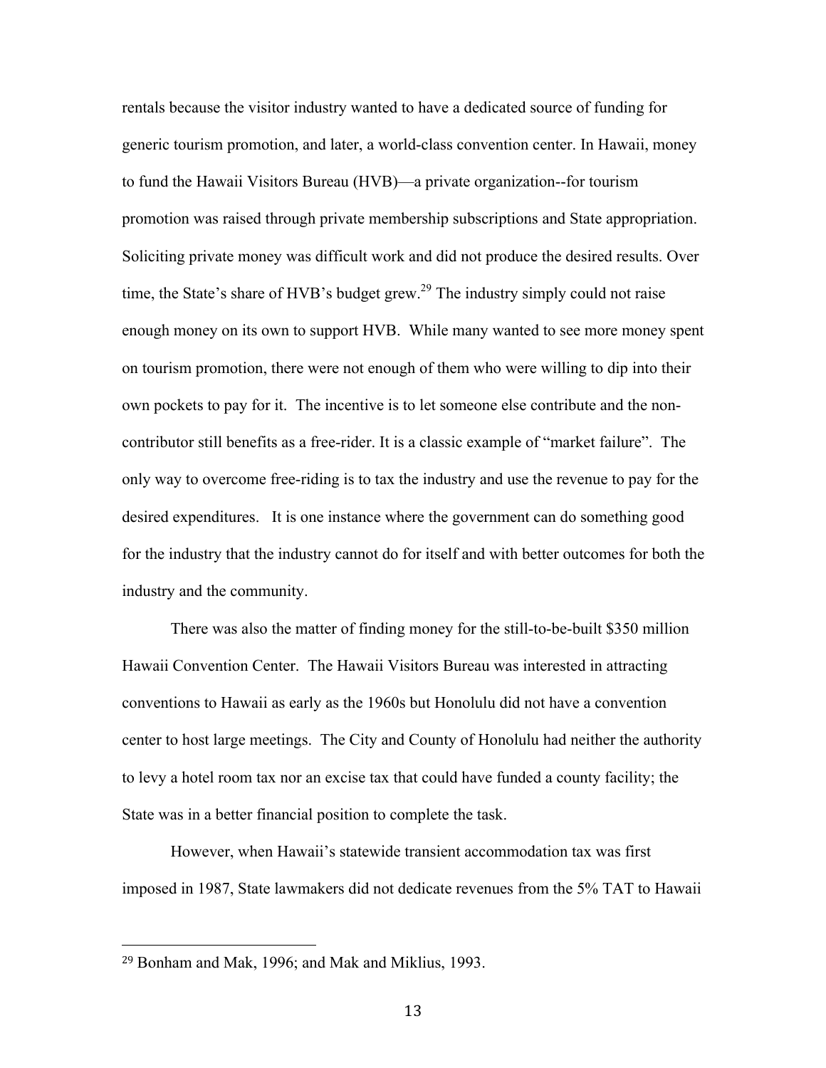rentals because the visitor industry wanted to have a dedicated source of funding for generic tourism promotion, and later, a world-class convention center. In Hawaii, money to fund the Hawaii Visitors Bureau (HVB)—a private organization--for tourism promotion was raised through private membership subscriptions and State appropriation. Soliciting private money was difficult work and did not produce the desired results. Over time, the State's share of HVB's budget grew.[29] The industry simply could not raise enough money on its own to support HVB. While many wanted to see more money spent on tourism promotion, there were not enough of them who were willing to dip into their own pockets to pay for it. The incentive is to let someone else contribute and the non-contributor still benefits as a free-rider. It is a classic example of "market failure". The only way to overcome free-riding is to tax the industry and use the revenue to pay for the desired expenditures. It is one instance where the government can do something good for the industry that the industry cannot do for itself and with better outcomes for both the industry and the community.

There was also the matter of finding money for the still-to-be-built $350 million Hawaii Convention Center. The Hawaii Visitors Bureau was interested in attracting conventions to Hawaii as early as the 1960s but Honolulu did not have a convention center to host large meetings. The City and County of Honolulu had neither the authority to levy a hotel room tax nor an excise tax that could have funded a county facility; the State was in a better financial position to complete the task.

However, when Hawaii's statewide transient accommodation tax was first imposed in 1987, State lawmakers did not dedicate revenues from the 5% TAT to Hawaii

[29] Bonham and Mak, 1996; and Mak and Miklius, 1993.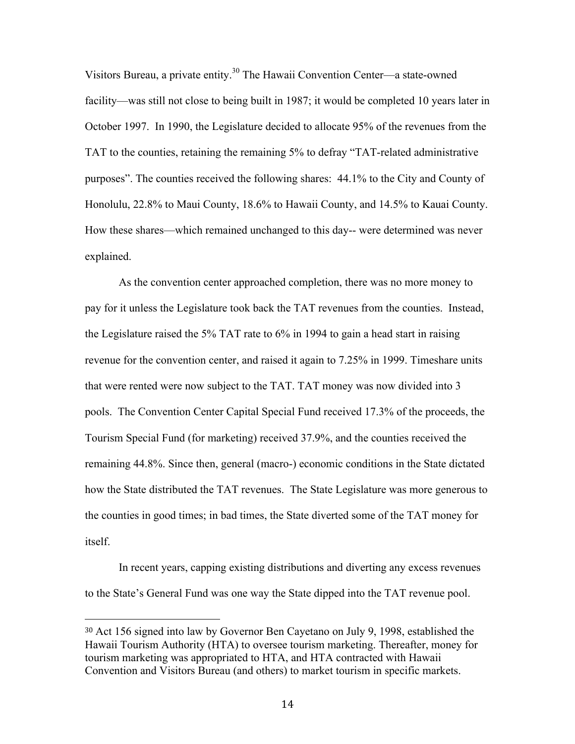Visitors Bureau, a private entity.[30] The Hawaii Convention Center—a state-owned facility—was still not close to being built in 1987; it would be completed 10 years later in October 1997. In 1990, the Legislature decided to allocate 95% of the revenues from the TAT to the counties, retaining the remaining 5% to defray "TAT-related administrative purposes". The counties received the following shares: 44.1% to the City and County of Honolulu, 22.8% to Maui County, 18.6% to Hawaii County, and 14.5% to Kauai County. How these shares—which remained unchanged to this day-- were determined was never explained.

As the convention center approached completion, there was no more money to pay for it unless the Legislature took back the TAT revenues from the counties. Instead, the Legislature raised the 5% TAT rate to 6% in 1994 to gain a head start in raising revenue for the convention center, and raised it again to 7.25% in 1999. Timeshare units that were rented were now subject to the TAT. TAT money was now divided into 3 pools. The Convention Center Capital Special Fund received 17.3% of the proceeds, the Tourism Special Fund (for marketing) received 37.9%, and the counties received the remaining 44.8%. Since then, general (macro-) economic conditions in the State dictated how the State distributed the TAT revenues. The State Legislature was more generous to the counties in good times; in bad times, the State diverted some of the TAT money for itself.

In recent years, capping existing distributions and diverting any excess revenues to the State's General Fund was one way the State dipped into the TAT revenue pool.

---

[30] Act 156 signed into law by Governor Ben Cayetano on July 9, 1998, established the Hawaii Tourism Authority (HTA) to oversee tourism marketing. Thereafter, money for tourism marketing was appropriated to HTA, and HTA contracted with Hawaii Convention and Visitors Bureau (and others) to market tourism in specific markets.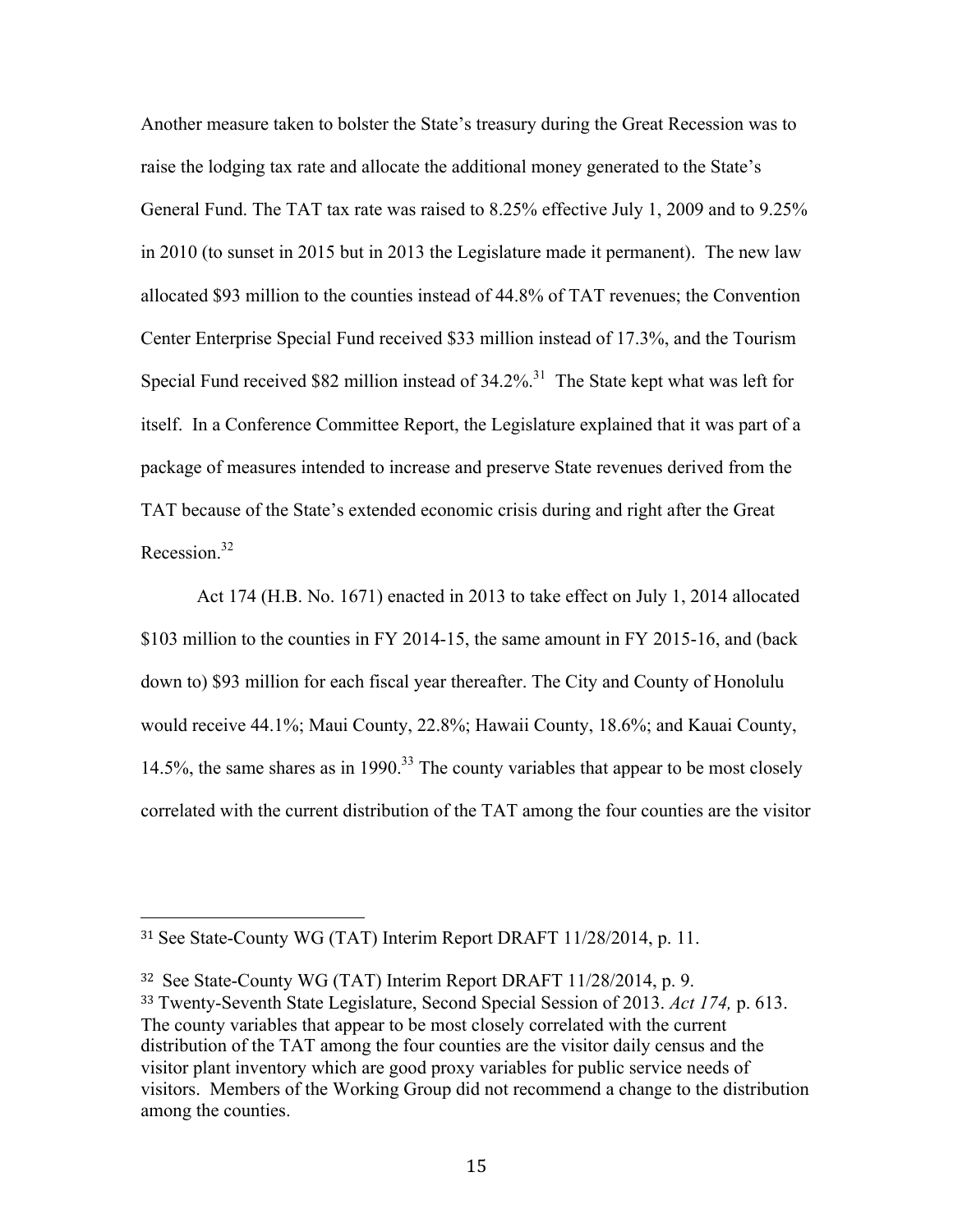Another measure taken to bolster the State's treasury during the Great Recession was to raise the lodging tax rate and allocate the additional money generated to the State's General Fund. The TAT tax rate was raised to 8.25% effective July 1, 2009 and to 9.25% in 2010 (to sunset in 2015 but in 2013 the Legislature made it permanent). The new law allocated $93 million to the counties instead of 44.8% of TAT revenues; the Convention Center Enterprise Special Fund received $33 million instead of 17.3%, and the Tourism Special Fund received $82 million instead of 34.2%.[31] The State kept what was left for itself. In a Conference Committee Report, the Legislature explained that it was part of a package of measures intended to increase and preserve State revenues derived from the TAT because of the State's extended economic crisis during and right after the Great Recession.[32]

Act 174 (H.B. No. 1671) enacted in 2013 to take effect on July 1, 2014 allocated $103 million to the counties in FY 2014-15, the same amount in FY 2015-16, and (back down to) $93 million for each fiscal year thereafter. The City and County of Honolulu would receive 44.1%; Maui County, 22.8%; Hawaii County, 18.6%; and Kauai County, 14.5%, the same shares as in 1990.[33] The county variables that appear to be most closely correlated with the current distribution of the TAT among the four counties are the visitor

---

[31] See State-County WG (TAT) Interim Report DRAFT 11/28/2014, p. 11.

[32] See State-County WG (TAT) Interim Report DRAFT 11/28/2014, p. 9.

[33] Twenty-Seventh State Legislature, Second Special Session of 2013. *Act 174,* p. 613. The county variables that appear to be most closely correlated with the current distribution of the TAT among the four counties are the visitor daily census and the visitor plant inventory which are good proxy variables for public service needs of visitors. Members of the Working Group did not recommend a change to the distribution among the counties.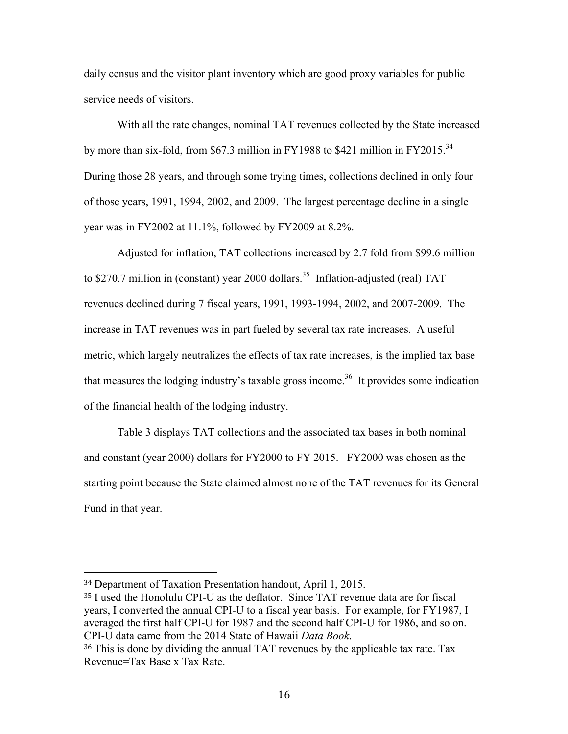daily census and the visitor plant inventory which are good proxy variables for public service needs of visitors.

With all the rate changes, nominal TAT revenues collected by the State increased by more than six-fold, from $67.3 million in FY1988 to $421 million in FY2015.[34] During those 28 years, and through some trying times, collections declined in only four of those years, 1991, 1994, 2002, and 2009. The largest percentage decline in a single year was in FY2002 at 11.1%, followed by FY2009 at 8.2%.

Adjusted for inflation, TAT collections increased by 2.7 fold from $99.6 million to $270.7 million in (constant) year 2000 dollars.[35] Inflation-adjusted (real) TAT revenues declined during 7 fiscal years, 1991, 1993-1994, 2002, and 2007-2009. The increase in TAT revenues was in part fueled by several tax rate increases. A useful metric, which largely neutralizes the effects of tax rate increases, is the implied tax base that measures the lodging industry's taxable gross income.[36] It provides some indication of the financial health of the lodging industry.

Table 3 displays TAT collections and the associated tax bases in both nominal and constant (year 2000) dollars for FY2000 to FY 2015. FY2000 was chosen as the starting point because the State claimed almost none of the TAT revenues for its General Fund in that year.

---

[34] Department of Taxation Presentation handout, April 1, 2015.

[35] I used the Honolulu CPI-U as the deflator. Since TAT revenue data are for fiscal years, I converted the annual CPI-U to a fiscal year basis. For example, for FY1987, I averaged the first half CPI-U for 1987 and the second half CPI-U for 1986, and so on. CPI-U data came from the 2014 State of Hawaii *Data Book*.

[36] This is done by dividing the annual TAT revenues by the applicable tax rate. Tax Revenue=Tax Base x Tax Rate.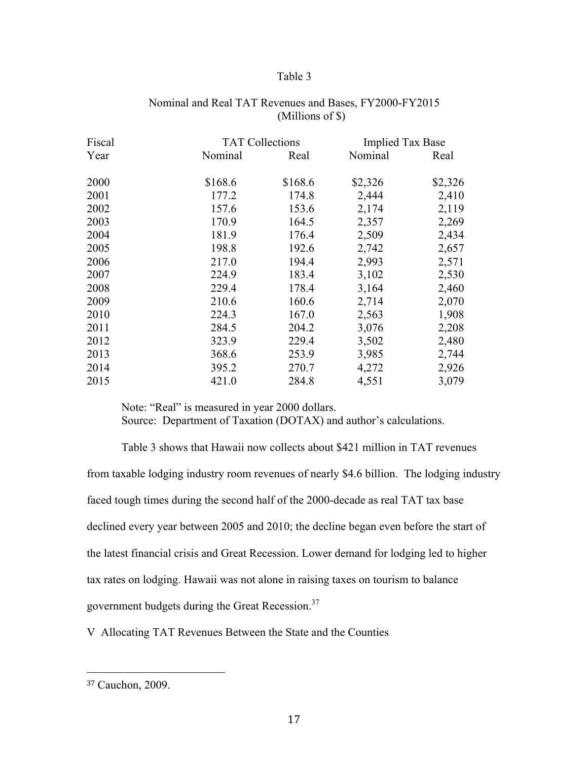Table 3

Nominal and Real TAT Revenues and Bases, FY2000-FY2015
(Millions of $)

| Fiscal | TAT Collections | | Implied Tax Base | |
|---|---|---|---|---|
| Year | Nominal | Real | Nominal | Real |
| 2000 | $168.6 | $168.6 | $2,326 | $2,326 |
| 2001 | 177.2 | 174.8 | 2,444 | 2,410 |
| 2002 | 157.6 | 153.6 | 2,174 | 2,119 |
| 2003 | 170.9 | 164.5 | 2,357 | 2,269 |
| 2004 | 181.9 | 176.4 | 2,509 | 2,434 |
| 2005 | 198.8 | 192.6 | 2,742 | 2,657 |
| 2006 | 217.0 | 194.4 | 2,993 | 2,571 |
| 2007 | 224.9 | 183.4 | 3,102 | 2,530 |
| 2008 | 229.4 | 178.4 | 3,164 | 2,460 |
| 2009 | 210.6 | 160.6 | 2,714 | 2,070 |
| 2010 | 224.3 | 167.0 | 2,563 | 1,908 |
| 2011 | 284.5 | 204.2 | 3,076 | 2,208 |
| 2012 | 323.9 | 229.4 | 3,502 | 2,480 |
| 2013 | 368.6 | 253.9 | 3,985 | 2,744 |
| 2014 | 395.2 | 270.7 | 4,272 | 2,926 |
| 2015 | 421.0 | 284.8 | 4,551 | 3,079 |

Note: "Real" is measured in year 2000 dollars.
Source: Department of Taxation (DOTAX) and author's calculations.

Table 3 shows that Hawaii now collects about $421 million in TAT revenues from taxable lodging industry room revenues of nearly $4.6 billion. The lodging industry faced tough times during the second half of the 2000-decade as real TAT tax base declined every year between 2005 and 2010; the decline began even before the start of the latest financial crisis and Great Recession. Lower demand for lodging led to higher tax rates on lodging. Hawaii was not alone in raising taxes on tourism to balance government budgets during the Great Recession.[37]

## V Allocating TAT Revenues Between the State and the Counties

[37] Cauchon, 2009.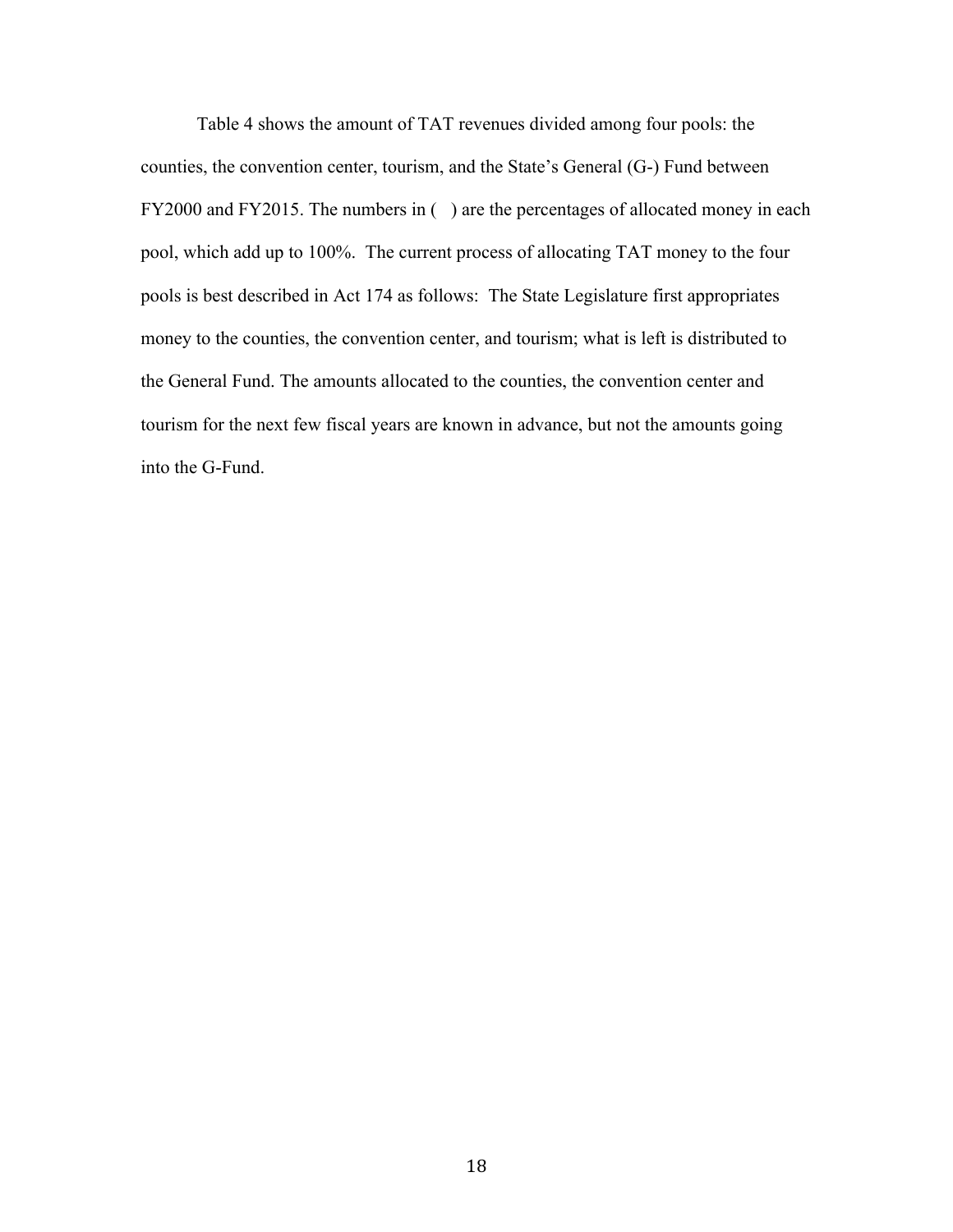Table 4 shows the amount of TAT revenues divided among four pools: the counties, the convention center, tourism, and the State's General (G-) Fund between FY2000 and FY2015. The numbers in (   ) are the percentages of allocated money in each pool, which add up to 100%. The current process of allocating TAT money to the four pools is best described in Act 174 as follows: The State Legislature first appropriates money to the counties, the convention center, and tourism; what is left is distributed to the General Fund. The amounts allocated to the counties, the convention center and tourism for the next few fiscal years are known in advance, but not the amounts going into the G-Fund.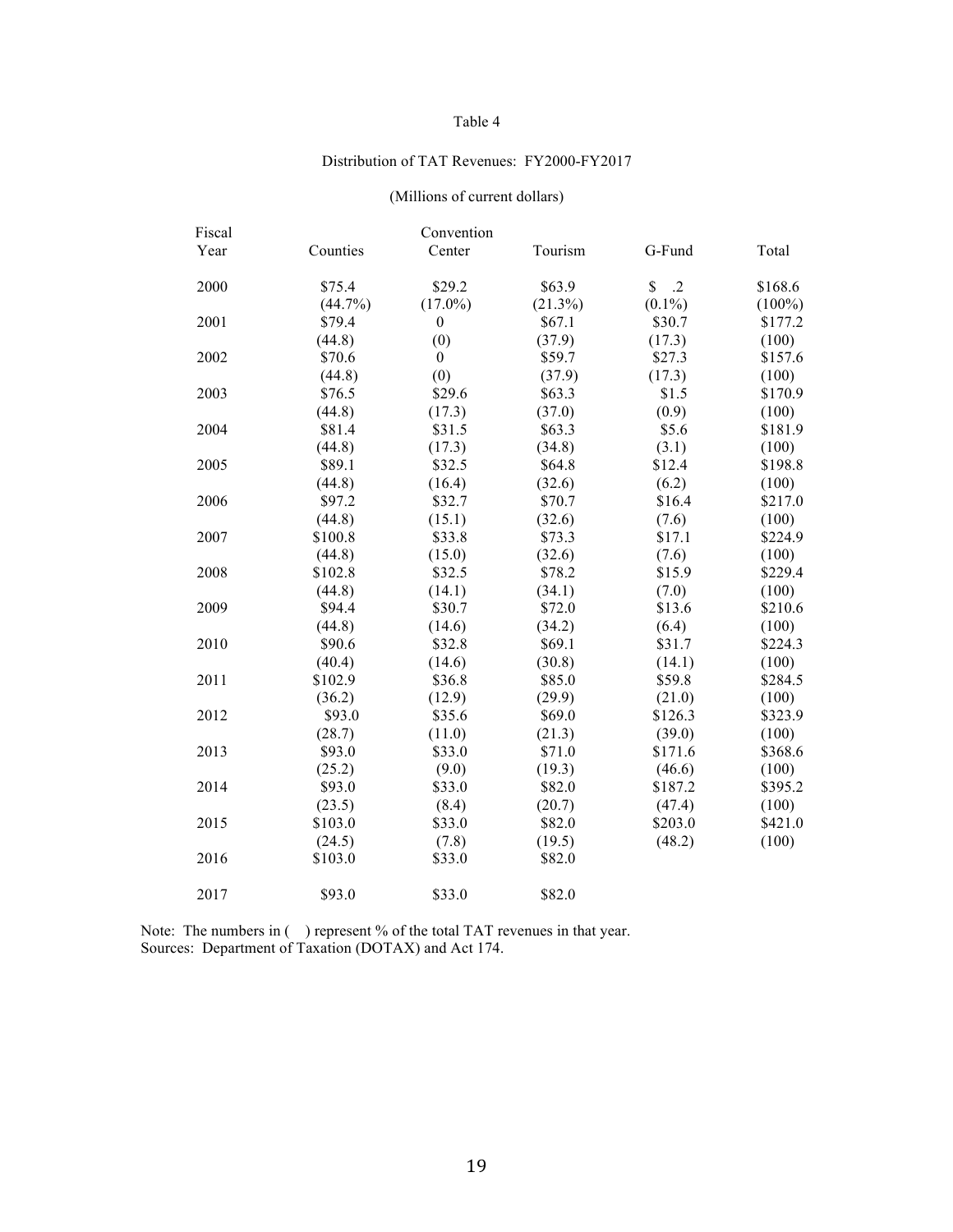Table 4

Distribution of TAT Revenues: FY2000-FY2017

(Millions of current dollars)

| Fiscal Year | Counties | Convention Center | Tourism | G-Fund | Total |
|---|---|---|---|---|---|
| 2000 | $75.4 | $29.2 | $63.9 | $ .2 | $168.6 |
| | (44.7%) | (17.0%) | (21.3%) | (0.1%) | (100%) |
| 2001 | $79.4 | 0 | $67.1 | $30.7 | $177.2 |
| | (44.8) | (0) | (37.9) | (17.3) | (100) |
| 2002 | $70.6 | 0 | $59.7 | $27.3 | $157.6 |
| | (44.8) | (0) | (37.9) | (17.3) | (100) |
| 2003 | $76.5 | $29.6 | $63.3 | $1.5 | $170.9 |
| | (44.8) | (17.3) | (37.0) | (0.9) | (100) |
| 2004 | $81.4 | $31.5 | $63.3 | $5.6 | $181.9 |
| | (44.8) | (17.3) | (34.8) | (3.1) | (100) |
| 2005 | $89.1 | $32.5 | $64.8 | $12.4 | $198.8 |
| | (44.8) | (16.4) | (32.6) | (6.2) | (100) |
| 2006 | $97.2 | $32.7 | $70.7 | $16.4 | $217.0 |
| | (44.8) | (15.1) | (32.6) | (7.6) | (100) |
| 2007 | $100.8 | $33.8 | $73.3 | $17.1 | $224.9 |
| | (44.8) | (15.0) | (32.6) | (7.6) | (100) |
| 2008 | $102.8 | $32.5 | $78.2 | $15.9 | $229.4 |
| | (44.8) | (14.1) | (34.1) | (7.0) | (100) |
| 2009 | $94.4 | $30.7 | $72.0 | $13.6 | $210.6 |
| | (44.8) | (14.6) | (34.2) | (6.4) | (100) |
| 2010 | $90.6 | $32.8 | $69.1 | $31.7 | $224.3 |
| | (40.4) | (14.6) | (30.8) | (14.1) | (100) |
| 2011 | $102.9 | $36.8 | $85.0 | $59.8 | $284.5 |
| | (36.2) | (12.9) | (29.9) | (21.0) | (100) |
| 2012 | $93.0 | $35.6 | $69.0 | $126.3 | $323.9 |
| | (28.7) | (11.0) | (21.3) | (39.0) | (100) |
| 2013 | $93.0 | $33.0 | $71.0 | $171.6 | $368.6 |
| | (25.2) | (9.0) | (19.3) | (46.6) | (100) |
| 2014 | $93.0 | $33.0 | $82.0 | $187.2 | $395.2 |
| | (23.5) | (8.4) | (20.7) | (47.4) | (100) |
| 2015 | $103.0 | $33.0 | $82.0 | $203.0 | $421.0 |
| | (24.5) | (7.8) | (19.5) | (48.2) | (100) |
| 2016 | $103.0 | $33.0 | $82.0 | | |
| 2017 | $93.0 | $33.0 | $82.0 | | |

Note: The numbers in ( ) represent % of the total TAT revenues in that year.
Sources: Department of Taxation (DOTAX) and Act 174.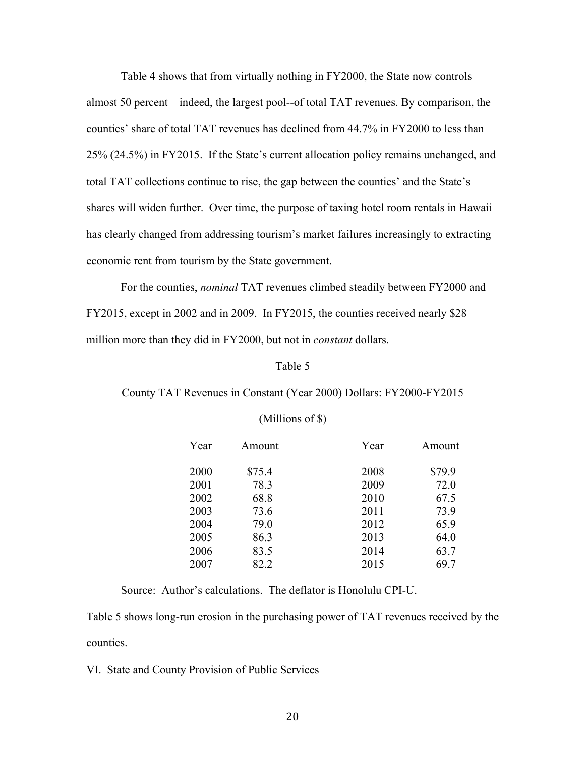Table 4 shows that from virtually nothing in FY2000, the State now controls almost 50 percent—indeed, the largest pool--of total TAT revenues. By comparison, the counties' share of total TAT revenues has declined from 44.7% in FY2000 to less than 25% (24.5%) in FY2015. If the State's current allocation policy remains unchanged, and total TAT collections continue to rise, the gap between the counties' and the State's shares will widen further. Over time, the purpose of taxing hotel room rentals in Hawaii has clearly changed from addressing tourism's market failures increasingly to extracting economic rent from tourism by the State government.

For the counties, *nominal* TAT revenues climbed steadily between FY2000 and FY2015, except in 2002 and in 2009. In FY2015, the counties received nearly $28 million more than they did in FY2000, but not in *constant* dollars.

Table 5

County TAT Revenues in Constant (Year 2000) Dollars: FY2000-FY2015

(Millions of $)

| Year | Amount | Year | Amount |
|---|---|---|---|
| 2000 | $75.4 | 2008 | $79.9 |
| 2001 | 78.3 | 2009 | 72.0 |
| 2002 | 68.8 | 2010 | 67.5 |
| 2003 | 73.6 | 2011 | 73.9 |
| 2004 | 79.0 | 2012 | 65.9 |
| 2005 | 86.3 | 2013 | 64.0 |
| 2006 | 83.5 | 2014 | 63.7 |
| 2007 | 82.2 | 2015 | 69.7 |

Source: Author's calculations. The deflator is Honolulu CPI-U.

Table 5 shows long-run erosion in the purchasing power of TAT revenues received by the counties.

## VI. State and County Provision of Public Services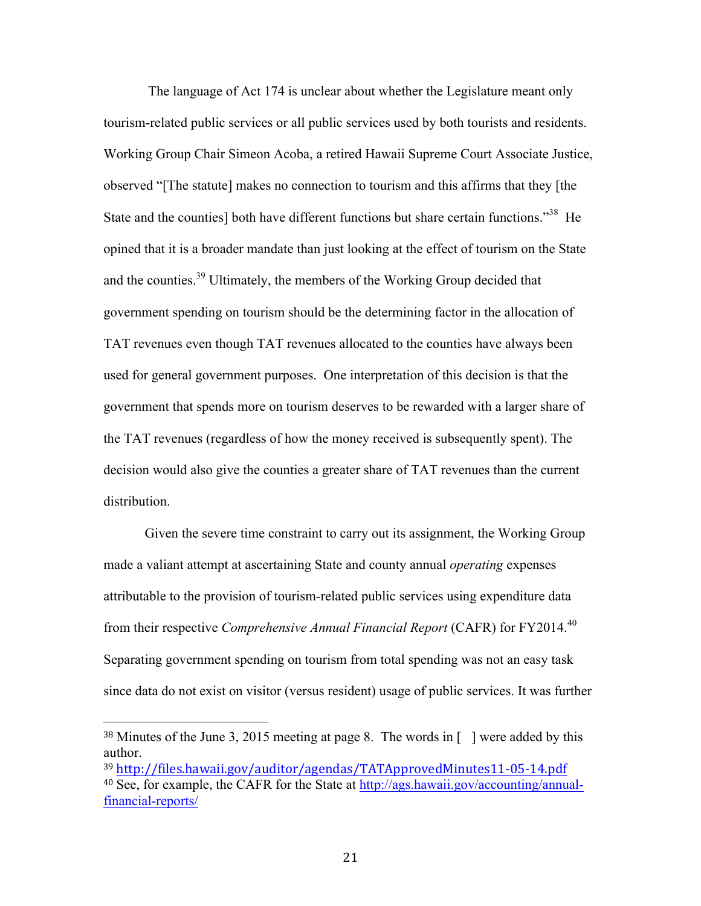The language of Act 174 is unclear about whether the Legislature meant only tourism-related public services or all public services used by both tourists and residents. Working Group Chair Simeon Acoba, a retired Hawaii Supreme Court Associate Justice, observed "[The statute] makes no connection to tourism and this affirms that they [the State and the counties] both have different functions but share certain functions."[38] He opined that it is a broader mandate than just looking at the effect of tourism on the State and the counties.[39] Ultimately, the members of the Working Group decided that government spending on tourism should be the determining factor in the allocation of TAT revenues even though TAT revenues allocated to the counties have always been used for general government purposes. One interpretation of this decision is that the government that spends more on tourism deserves to be rewarded with a larger share of the TAT revenues (regardless of how the money received is subsequently spent). The decision would also give the counties a greater share of TAT revenues than the current distribution.

Given the severe time constraint to carry out its assignment, the Working Group made a valiant attempt at ascertaining State and county annual *operating* expenses attributable to the provision of tourism-related public services using expenditure data from their respective *Comprehensive Annual Financial Report* (CAFR) for FY2014.[40] Separating government spending on tourism from total spending was not an easy task since data do not exist on visitor (versus resident) usage of public services. It was further

---

[38] Minutes of the June 3, 2015 meeting at page 8. The words in [ ] were added by this author.

[39] http://files.hawaii.gov/auditor/agendas/TATApprovedMinutes11-05-14.pdf

[40] See, for example, the CAFR for the State at http://ags.hawaii.gov/accounting/annual-financial-reports/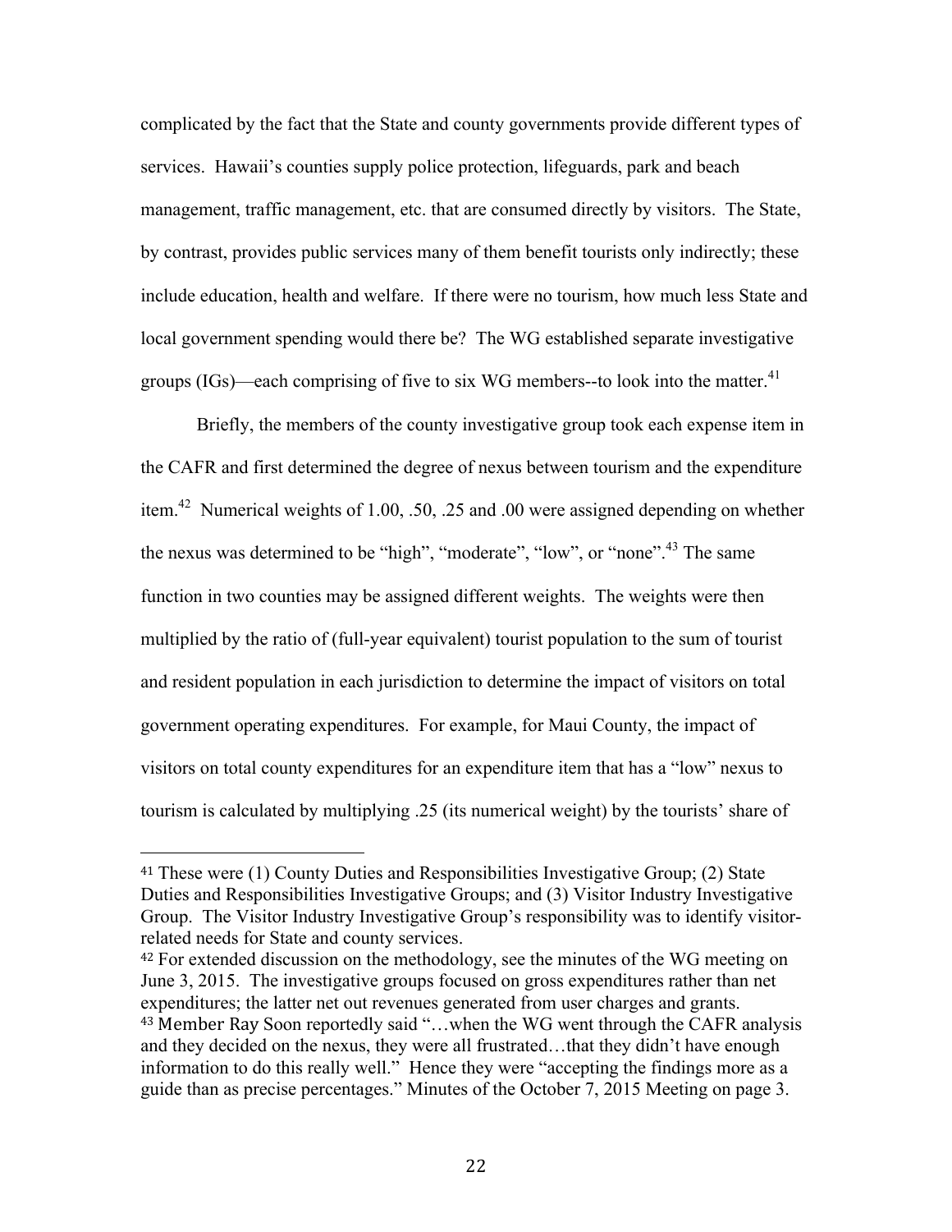complicated by the fact that the State and county governments provide different types of services. Hawaii's counties supply police protection, lifeguards, park and beach management, traffic management, etc. that are consumed directly by visitors. The State, by contrast, provides public services many of them benefit tourists only indirectly; these include education, health and welfare. If there were no tourism, how much less State and local government spending would there be? The WG established separate investigative groups (IGs)—each comprising of five to six WG members--to look into the matter.[41]

Briefly, the members of the county investigative group took each expense item in the CAFR and first determined the degree of nexus between tourism and the expenditure item.[42] Numerical weights of 1.00, .50, .25 and .00 were assigned depending on whether the nexus was determined to be "high", "moderate", "low", or "none".[43] The same function in two counties may be assigned different weights. The weights were then multiplied by the ratio of (full-year equivalent) tourist population to the sum of tourist and resident population in each jurisdiction to determine the impact of visitors on total government operating expenditures. For example, for Maui County, the impact of visitors on total county expenditures for an expenditure item that has a "low" nexus to tourism is calculated by multiplying .25 (its numerical weight) by the tourists' share of

---

[41] These were (1) County Duties and Responsibilities Investigative Group; (2) State Duties and Responsibilities Investigative Groups; and (3) Visitor Industry Investigative Group. The Visitor Industry Investigative Group's responsibility was to identify visitor-related needs for State and county services.

[42] For extended discussion on the methodology, see the minutes of the WG meeting on June 3, 2015. The investigative groups focused on gross expenditures rather than net expenditures; the latter net out revenues generated from user charges and grants.

[43] Member Ray Soon reportedly said "…when the WG went through the CAFR analysis and they decided on the nexus, they were all frustrated…that they didn't have enough information to do this really well." Hence they were "accepting the findings more as a guide than as precise percentages." Minutes of the October 7, 2015 Meeting on page 3.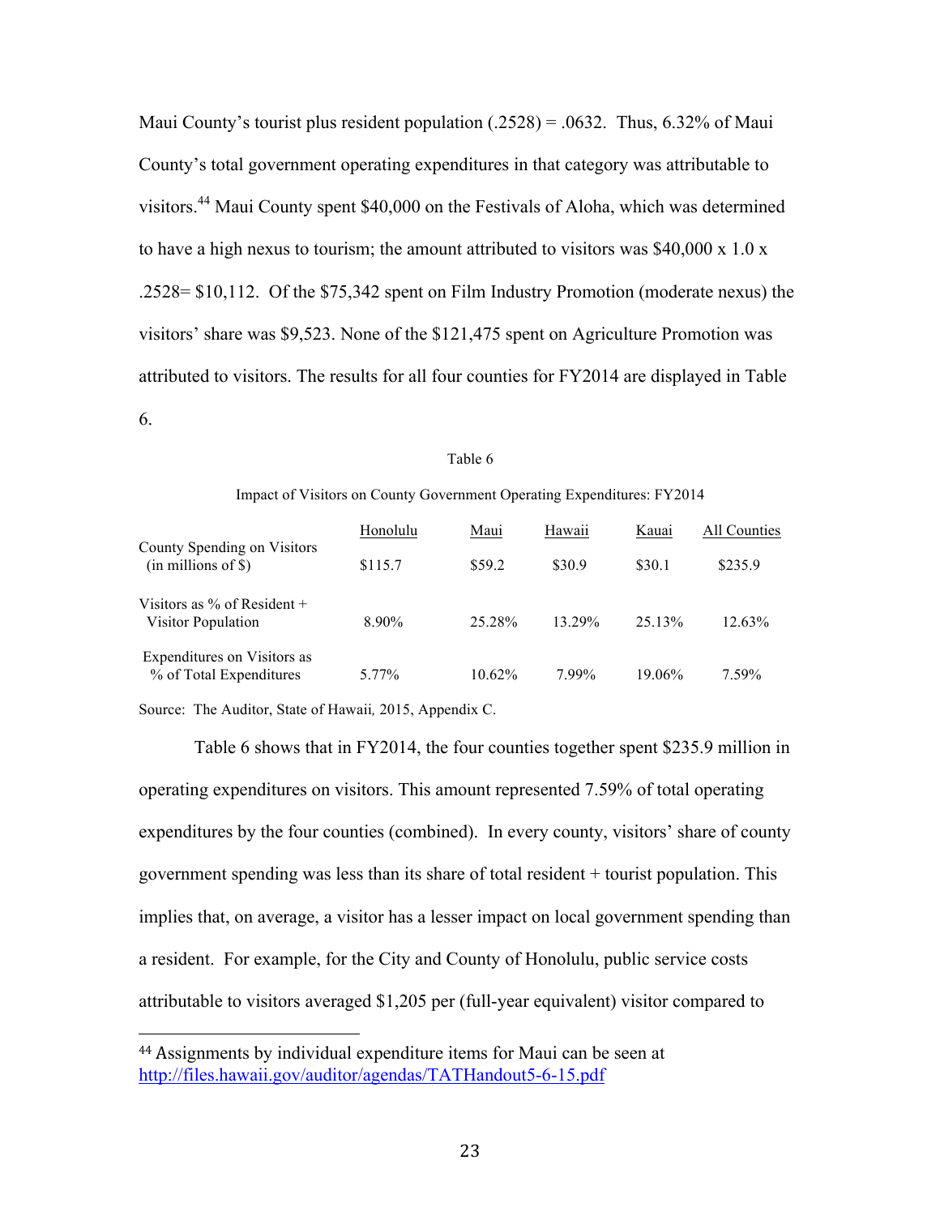Maui County's tourist plus resident population (.2528) = .0632. Thus, 6.32% of Maui County's total government operating expenditures in that category was attributable to visitors.[44] Maui County spent $40,000 on the Festivals of Aloha, which was determined to have a high nexus to tourism; the amount attributed to visitors was $40,000 x 1.0 x .2528= $10,112. Of the $75,342 spent on Film Industry Promotion (moderate nexus) the visitors' share was $9,523. None of the $121,475 spent on Agriculture Promotion was attributed to visitors. The results for all four counties for FY2014 are displayed in Table 6.

Table 6

Impact of Visitors on County Government Operating Expenditures: FY2014

| | Honolulu | Maui | Hawaii | Kauai | All Counties |
|---|---|---|---|---|---|
| County Spending on Visitors (in millions of $) | $115.7 | $59.2 | $30.9 | $30.1 | $235.9 |
| Visitors as % of Resident + Visitor Population | 8.90% | 25.28% | 13.29% | 25.13% | 12.63% |
| Expenditures on Visitors as % of Total Expenditures | 5.77% | 10.62% | 7.99% | 19.06% | 7.59% |

Source: The Auditor, State of Hawaii*,* 2015, Appendix C.

Table 6 shows that in FY2014, the four counties together spent $235.9 million in operating expenditures on visitors. This amount represented 7.59% of total operating expenditures by the four counties (combined). In every county, visitors' share of county government spending was less than its share of total resident + tourist population. This implies that, on average, a visitor has a lesser impact on local government spending than a resident. For example, for the City and County of Honolulu, public service costs attributable to visitors averaged $1,205 per (full-year equivalent) visitor compared to

---

[44] Assignments by individual expenditure items for Maui can be seen at http://files.hawaii.gov/auditor/agendas/TATHandout5-6-15.pdf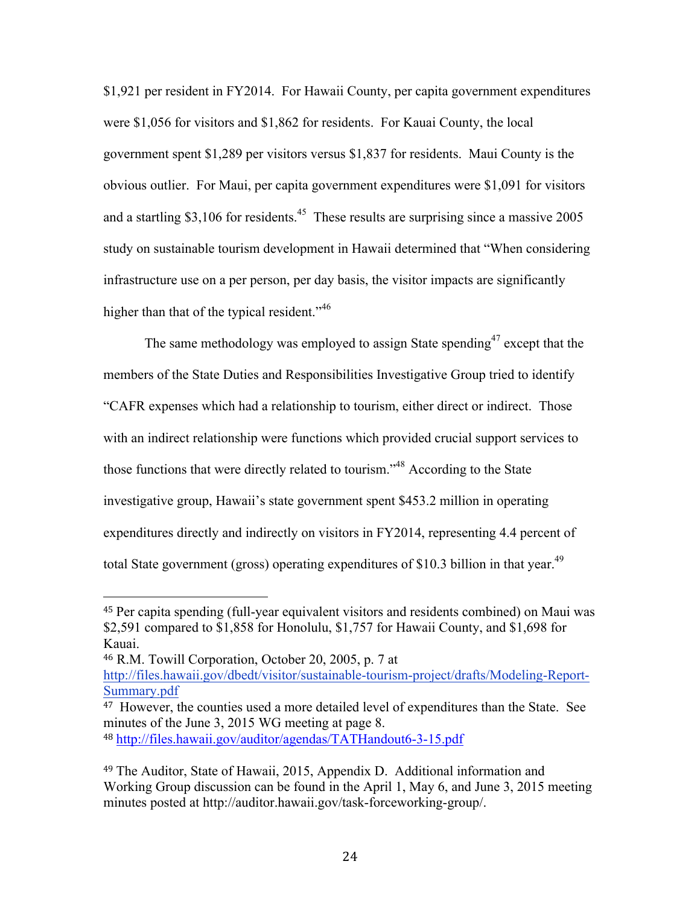$1,921 per resident in FY2014. For Hawaii County, per capita government expenditures were $1,056 for visitors and $1,862 for residents. For Kauai County, the local government spent $1,289 per visitors versus $1,837 for residents. Maui County is the obvious outlier. For Maui, per capita government expenditures were $1,091 for visitors and a startling $3,106 for residents.[45] These results are surprising since a massive 2005 study on sustainable tourism development in Hawaii determined that "When considering infrastructure use on a per person, per day basis, the visitor impacts are significantly higher than that of the typical resident."[46]

The same methodology was employed to assign State spending[47] except that the members of the State Duties and Responsibilities Investigative Group tried to identify "CAFR expenses which had a relationship to tourism, either direct or indirect. Those with an indirect relationship were functions which provided crucial support services to those functions that were directly related to tourism."[48] According to the State investigative group, Hawaii's state government spent $453.2 million in operating expenditures directly and indirectly on visitors in FY2014, representing 4.4 percent of total State government (gross) operating expenditures of $10.3 billion in that year.[49]

---

[45] Per capita spending (full-year equivalent visitors and residents combined) on Maui was $2,591 compared to $1,858 for Honolulu, $1,757 for Hawaii County, and $1,698 for Kauai.

[46] R.M. Towill Corporation, October 20, 2005, p. 7 at http://files.hawaii.gov/dbedt/visitor/sustainable-tourism-project/drafts/Modeling-Report-Summary.pdf

[47] However, the counties used a more detailed level of expenditures than the State. See minutes of the June 3, 2015 WG meeting at page 8.

[48] http://files.hawaii.gov/auditor/agendas/TATHandout6-3-15.pdf

[49] The Auditor, State of Hawaii, 2015, Appendix D. Additional information and Working Group discussion can be found in the April 1, May 6, and June 3, 2015 meeting minutes posted at http://auditor.hawaii.gov/task-forceworking-group/.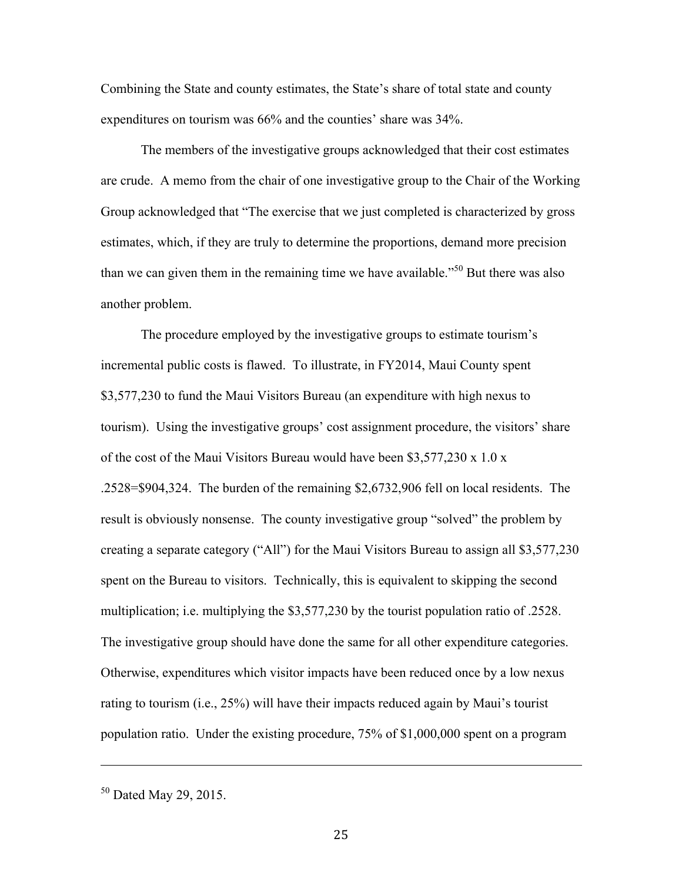Combining the State and county estimates, the State's share of total state and county expenditures on tourism was 66% and the counties' share was 34%.

The members of the investigative groups acknowledged that their cost estimates are crude. A memo from the chair of one investigative group to the Chair of the Working Group acknowledged that "The exercise that we just completed is characterized by gross estimates, which, if they are truly to determine the proportions, demand more precision than we can given them in the remaining time we have available."[50] But there was also another problem.

The procedure employed by the investigative groups to estimate tourism's incremental public costs is flawed. To illustrate, in FY2014, Maui County spent $3,577,230 to fund the Maui Visitors Bureau (an expenditure with high nexus to tourism). Using the investigative groups' cost assignment procedure, the visitors' share of the cost of the Maui Visitors Bureau would have been $3,577,230 x 1.0 x .2528=$904,324. The burden of the remaining $2,6732,906 fell on local residents. The result is obviously nonsense. The county investigative group "solved" the problem by creating a separate category ("All") for the Maui Visitors Bureau to assign all $3,577,230 spent on the Bureau to visitors. Technically, this is equivalent to skipping the second multiplication; i.e. multiplying the $3,577,230 by the tourist population ratio of .2528. The investigative group should have done the same for all other expenditure categories. Otherwise, expenditures which visitor impacts have been reduced once by a low nexus rating to tourism (i.e., 25%) will have their impacts reduced again by Maui's tourist population ratio. Under the existing procedure, 75% of $1,000,000 spent on a program

---

[50] Dated May 29, 2015.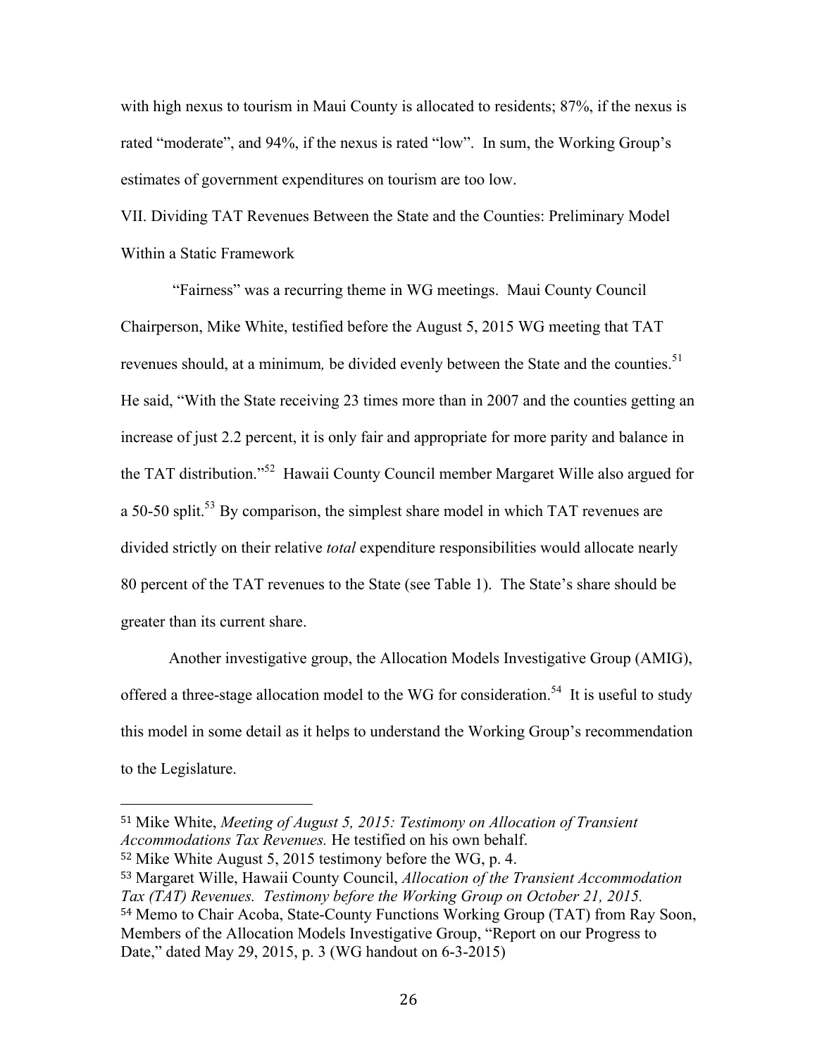with high nexus to tourism in Maui County is allocated to residents; 87%, if the nexus is rated “moderate”, and 94%, if the nexus is rated “low”. In sum, the Working Group’s estimates of government expenditures on tourism are too low.

## VII. Dividing TAT Revenues Between the State and the Counties: Preliminary Model Within a Static Framework

“Fairness” was a recurring theme in WG meetings. Maui County Council Chairperson, Mike White, testified before the August 5, 2015 WG meeting that TAT revenues should, at a minimum*,* be divided evenly between the State and the counties.[51] He said, “With the State receiving 23 times more than in 2007 and the counties getting an increase of just 2.2 percent, it is only fair and appropriate for more parity and balance in the TAT distribution.”[52] Hawaii County Council member Margaret Wille also argued for a 50-50 split.[53] By comparison, the simplest share model in which TAT revenues are divided strictly on their relative *total* expenditure responsibilities would allocate nearly 80 percent of the TAT revenues to the State (see Table 1). The State’s share should be greater than its current share.

Another investigative group, the Allocation Models Investigative Group (AMIG), offered a three-stage allocation model to the WG for consideration.[54] It is useful to study this model in some detail as it helps to understand the Working Group’s recommendation to the Legislature.

---

[51] Mike White, *Meeting of August 5, 2015: Testimony on Allocation of Transient Accommodations Tax Revenues.* He testified on his own behalf.

[52] Mike White August 5, 2015 testimony before the WG, p. 4.

[53] Margaret Wille, Hawaii County Council, *Allocation of the Transient Accommodation Tax (TAT) Revenues. Testimony before the Working Group on October 21, 2015.*

[54] Memo to Chair Acoba, State-County Functions Working Group (TAT) from Ray Soon, Members of the Allocation Models Investigative Group, “Report on our Progress to Date,” dated May 29, 2015, p. 3 (WG handout on 6-3-2015)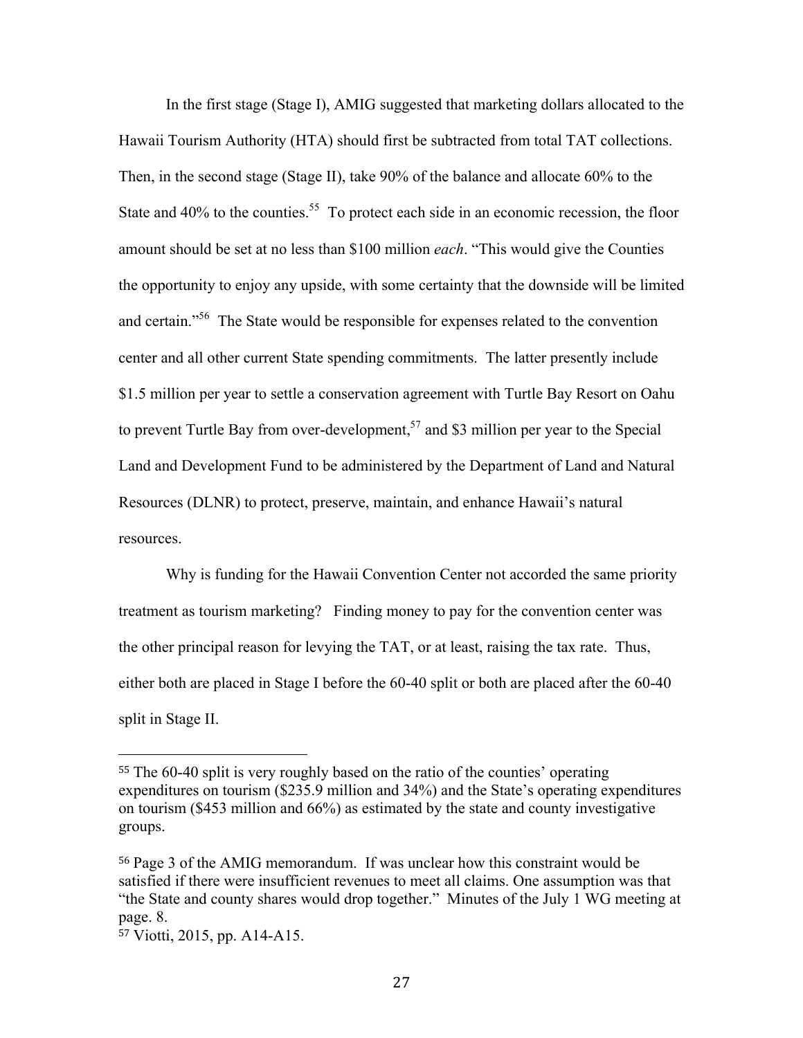In the first stage (Stage I), AMIG suggested that marketing dollars allocated to the Hawaii Tourism Authority (HTA) should first be subtracted from total TAT collections. Then, in the second stage (Stage II), take 90% of the balance and allocate 60% to the State and 40% to the counties.[55] To protect each side in an economic recession, the floor amount should be set at no less than $100 million *each*. "This would give the Counties the opportunity to enjoy any upside, with some certainty that the downside will be limited and certain."[56] The State would be responsible for expenses related to the convention center and all other current State spending commitments. The latter presently include $1.5 million per year to settle a conservation agreement with Turtle Bay Resort on Oahu to prevent Turtle Bay from over-development,[57] and $3 million per year to the Special Land and Development Fund to be administered by the Department of Land and Natural Resources (DLNR) to protect, preserve, maintain, and enhance Hawaii's natural resources.

Why is funding for the Hawaii Convention Center not accorded the same priority treatment as tourism marketing? Finding money to pay for the convention center was the other principal reason for levying the TAT, or at least, raising the tax rate. Thus, either both are placed in Stage I before the 60-40 split or both are placed after the 60-40 split in Stage II.

---

[55] The 60-40 split is very roughly based on the ratio of the counties' operating expenditures on tourism ($235.9 million and 34%) and the State's operating expenditures on tourism ($453 million and 66%) as estimated by the state and county investigative groups.

[56] Page 3 of the AMIG memorandum. If was unclear how this constraint would be satisfied if there were insufficient revenues to meet all claims. One assumption was that "the State and county shares would drop together." Minutes of the July 1 WG meeting at page. 8.

[57] Viotti, 2015, pp. A14-A15.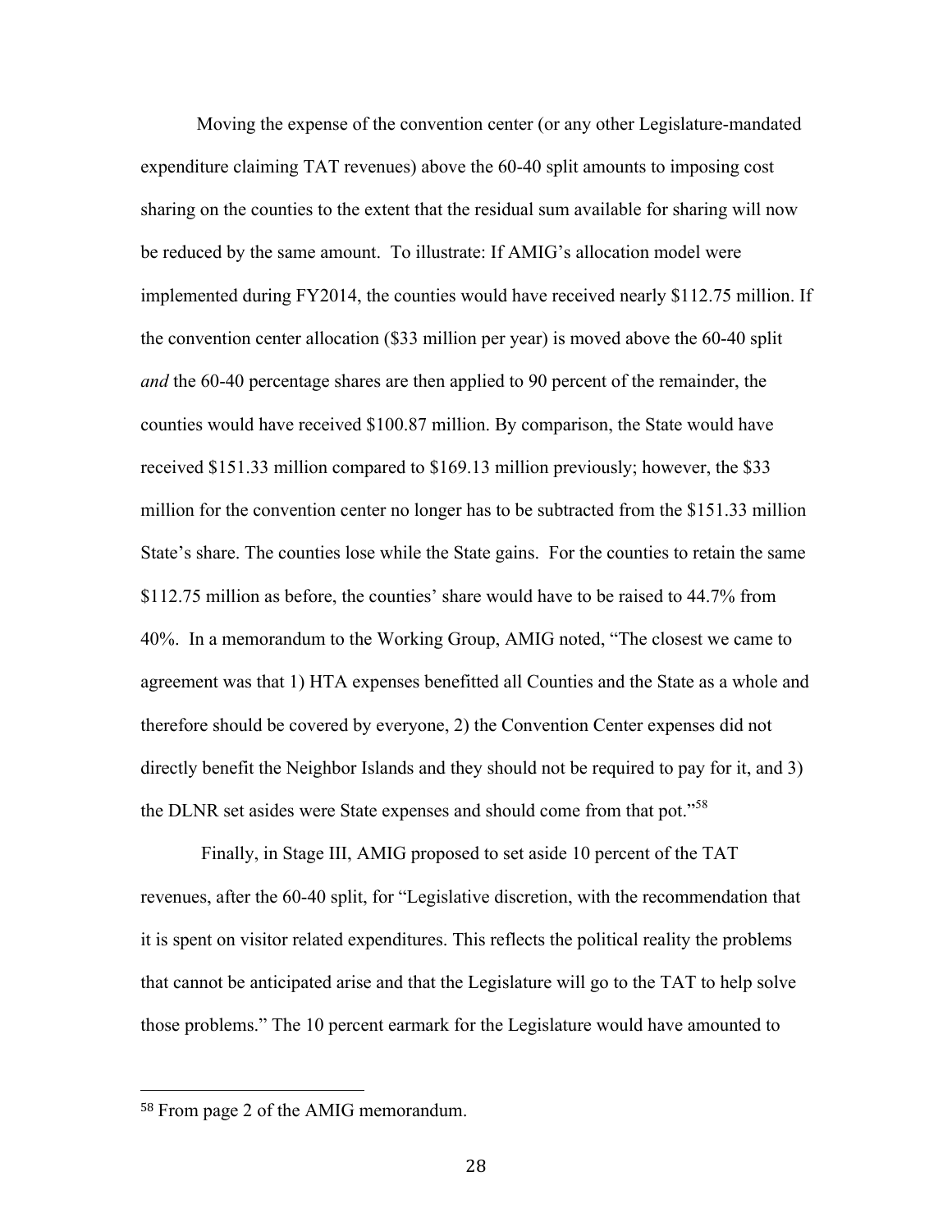Moving the expense of the convention center (or any other Legislature-mandated expenditure claiming TAT revenues) above the 60-40 split amounts to imposing cost sharing on the counties to the extent that the residual sum available for sharing will now be reduced by the same amount. To illustrate: If AMIG's allocation model were implemented during FY2014, the counties would have received nearly $112.75 million. If the convention center allocation ($33 million per year) is moved above the 60-40 split *and* the 60-40 percentage shares are then applied to 90 percent of the remainder, the counties would have received $100.87 million. By comparison, the State would have received $151.33 million compared to $169.13 million previously; however, the $33 million for the convention center no longer has to be subtracted from the $151.33 million State's share. The counties lose while the State gains. For the counties to retain the same $112.75 million as before, the counties' share would have to be raised to 44.7% from 40%. In a memorandum to the Working Group, AMIG noted, "The closest we came to agreement was that 1) HTA expenses benefitted all Counties and the State as a whole and therefore should be covered by everyone, 2) the Convention Center expenses did not directly benefit the Neighbor Islands and they should not be required to pay for it, and 3) the DLNR set asides were State expenses and should come from that pot."[58]

Finally, in Stage III, AMIG proposed to set aside 10 percent of the TAT revenues, after the 60-40 split, for "Legislative discretion, with the recommendation that it is spent on visitor related expenditures. This reflects the political reality the problems that cannot be anticipated arise and that the Legislature will go to the TAT to help solve those problems." The 10 percent earmark for the Legislature would have amounted to

---

[58] From page 2 of the AMIG memorandum.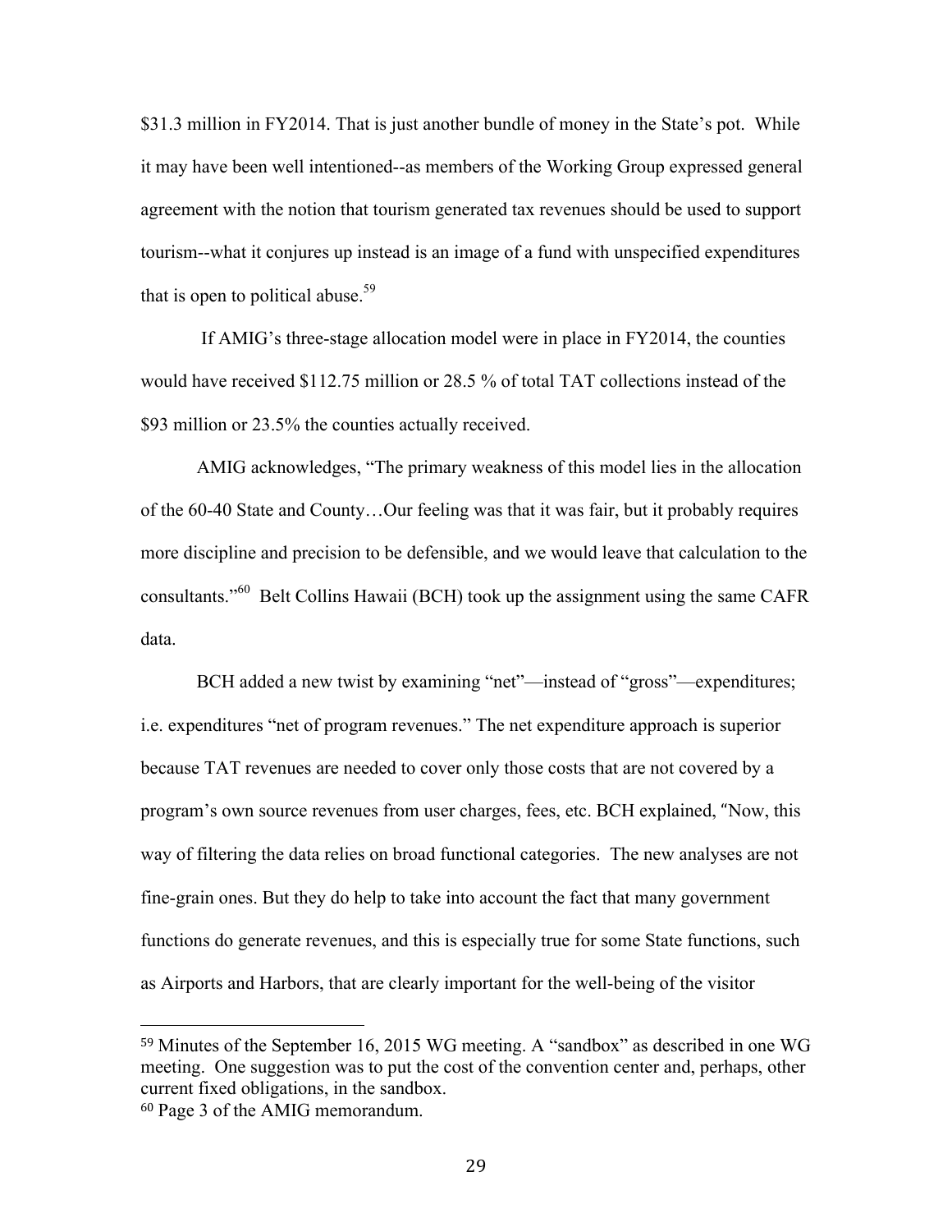$31.3 million in FY2014. That is just another bundle of money in the State's pot. While it may have been well intentioned--as members of the Working Group expressed general agreement with the notion that tourism generated tax revenues should be used to support tourism--what it conjures up instead is an image of a fund with unspecified expenditures that is open to political abuse.[59]

If AMIG's three-stage allocation model were in place in FY2014, the counties would have received $112.75 million or 28.5 % of total TAT collections instead of the $93 million or 23.5% the counties actually received.

AMIG acknowledges, "The primary weakness of this model lies in the allocation of the 60-40 State and County…Our feeling was that it was fair, but it probably requires more discipline and precision to be defensible, and we would leave that calculation to the consultants."[60] Belt Collins Hawaii (BCH) took up the assignment using the same CAFR data.

BCH added a new twist by examining "net"—instead of "gross"—expenditures; i.e. expenditures "net of program revenues." The net expenditure approach is superior because TAT revenues are needed to cover only those costs that are not covered by a program's own source revenues from user charges, fees, etc. BCH explained, "Now, this way of filtering the data relies on broad functional categories. The new analyses are not fine-grain ones. But they do help to take into account the fact that many government functions do generate revenues, and this is especially true for some State functions, such as Airports and Harbors, that are clearly important for the well-being of the visitor

---

[59] Minutes of the September 16, 2015 WG meeting. A "sandbox" as described in one WG meeting. One suggestion was to put the cost of the convention center and, perhaps, other current fixed obligations, in the sandbox.

[60] Page 3 of the AMIG memorandum.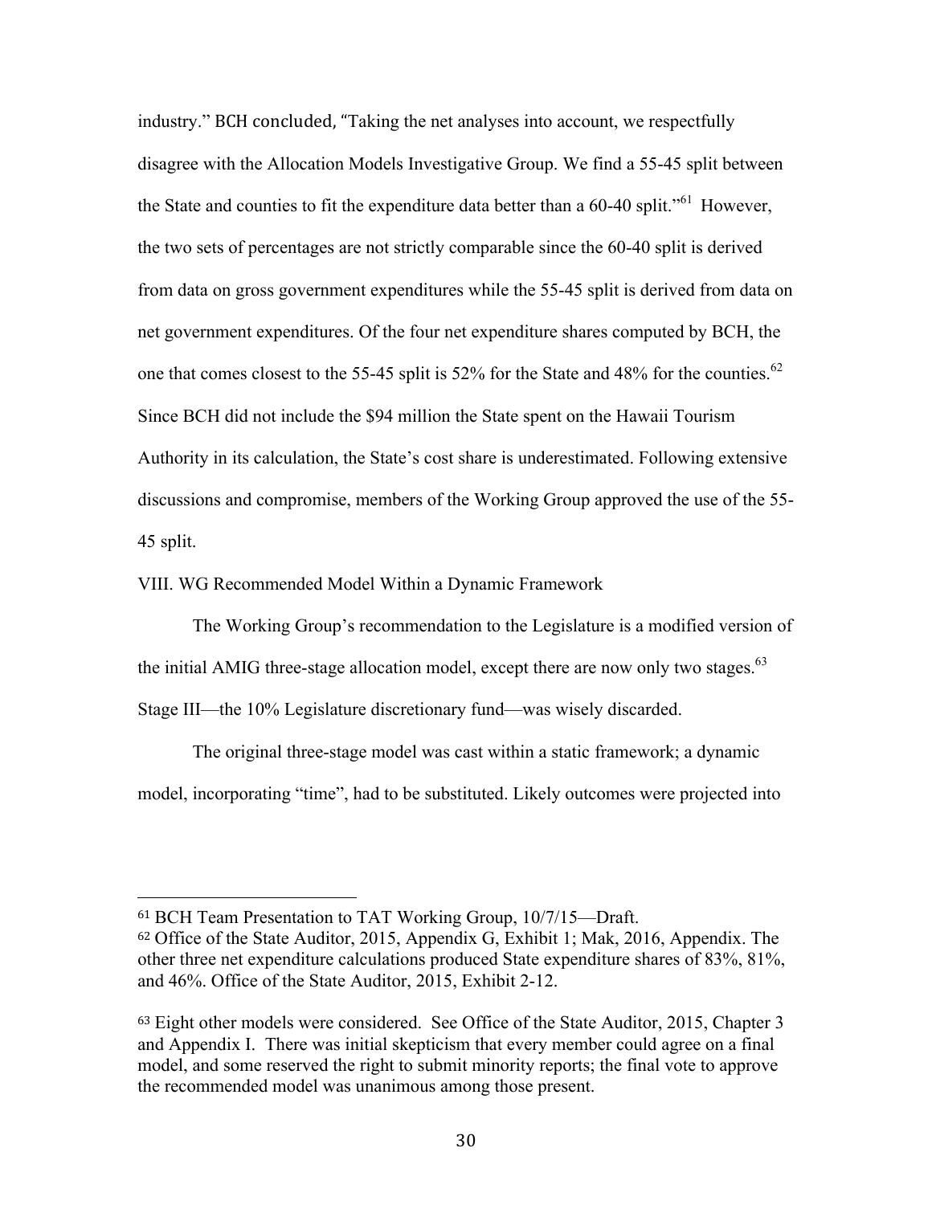industry." BCH concluded, "Taking the net analyses into account, we respectfully disagree with the Allocation Models Investigative Group. We find a 55-45 split between the State and counties to fit the expenditure data better than a 60-40 split."[61] However, the two sets of percentages are not strictly comparable since the 60-40 split is derived from data on gross government expenditures while the 55-45 split is derived from data on net government expenditures. Of the four net expenditure shares computed by BCH, the one that comes closest to the 55-45 split is 52% for the State and 48% for the counties.[62] Since BCH did not include the $94 million the State spent on the Hawaii Tourism Authority in its calculation, the State's cost share is underestimated. Following extensive discussions and compromise, members of the Working Group approved the use of the 55-45 split.

## VIII. WG Recommended Model Within a Dynamic Framework

The Working Group's recommendation to the Legislature is a modified version of the initial AMIG three-stage allocation model, except there are now only two stages.[63] Stage III—the 10% Legislature discretionary fund—was wisely discarded.

The original three-stage model was cast within a static framework; a dynamic model, incorporating "time", had to be substituted. Likely outcomes were projected into

---

[61] BCH Team Presentation to TAT Working Group, 10/7/15—Draft.

[62] Office of the State Auditor, 2015, Appendix G, Exhibit 1; Mak, 2016, Appendix. The other three net expenditure calculations produced State expenditure shares of 83%, 81%, and 46%. Office of the State Auditor, 2015, Exhibit 2-12.

[63] Eight other models were considered. See Office of the State Auditor, 2015, Chapter 3 and Appendix I. There was initial skepticism that every member could agree on a final model, and some reserved the right to submit minority reports; the final vote to approve the recommended model was unanimous among those present.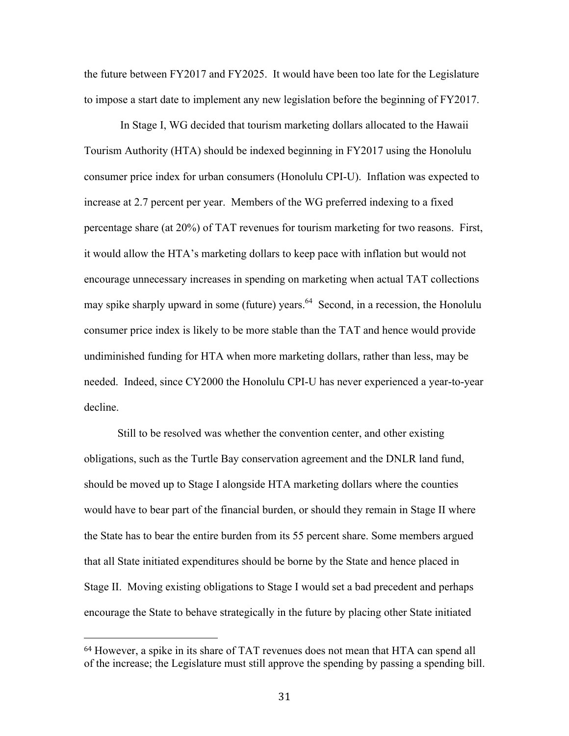the future between FY2017 and FY2025. It would have been too late for the Legislature to impose a start date to implement any new legislation before the beginning of FY2017.

In Stage I, WG decided that tourism marketing dollars allocated to the Hawaii Tourism Authority (HTA) should be indexed beginning in FY2017 using the Honolulu consumer price index for urban consumers (Honolulu CPI-U). Inflation was expected to increase at 2.7 percent per year. Members of the WG preferred indexing to a fixed percentage share (at 20%) of TAT revenues for tourism marketing for two reasons. First, it would allow the HTA's marketing dollars to keep pace with inflation but would not encourage unnecessary increases in spending on marketing when actual TAT collections may spike sharply upward in some (future) years.[64] Second, in a recession, the Honolulu consumer price index is likely to be more stable than the TAT and hence would provide undiminished funding for HTA when more marketing dollars, rather than less, may be needed. Indeed, since CY2000 the Honolulu CPI-U has never experienced a year-to-year decline.

Still to be resolved was whether the convention center, and other existing obligations, such as the Turtle Bay conservation agreement and the DNLR land fund, should be moved up to Stage I alongside HTA marketing dollars where the counties would have to bear part of the financial burden, or should they remain in Stage II where the State has to bear the entire burden from its 55 percent share. Some members argued that all State initiated expenditures should be borne by the State and hence placed in Stage II. Moving existing obligations to Stage I would set a bad precedent and perhaps encourage the State to behave strategically in the future by placing other State initiated

---

[64] However, a spike in its share of TAT revenues does not mean that HTA can spend all of the increase; the Legislature must still approve the spending by passing a spending bill.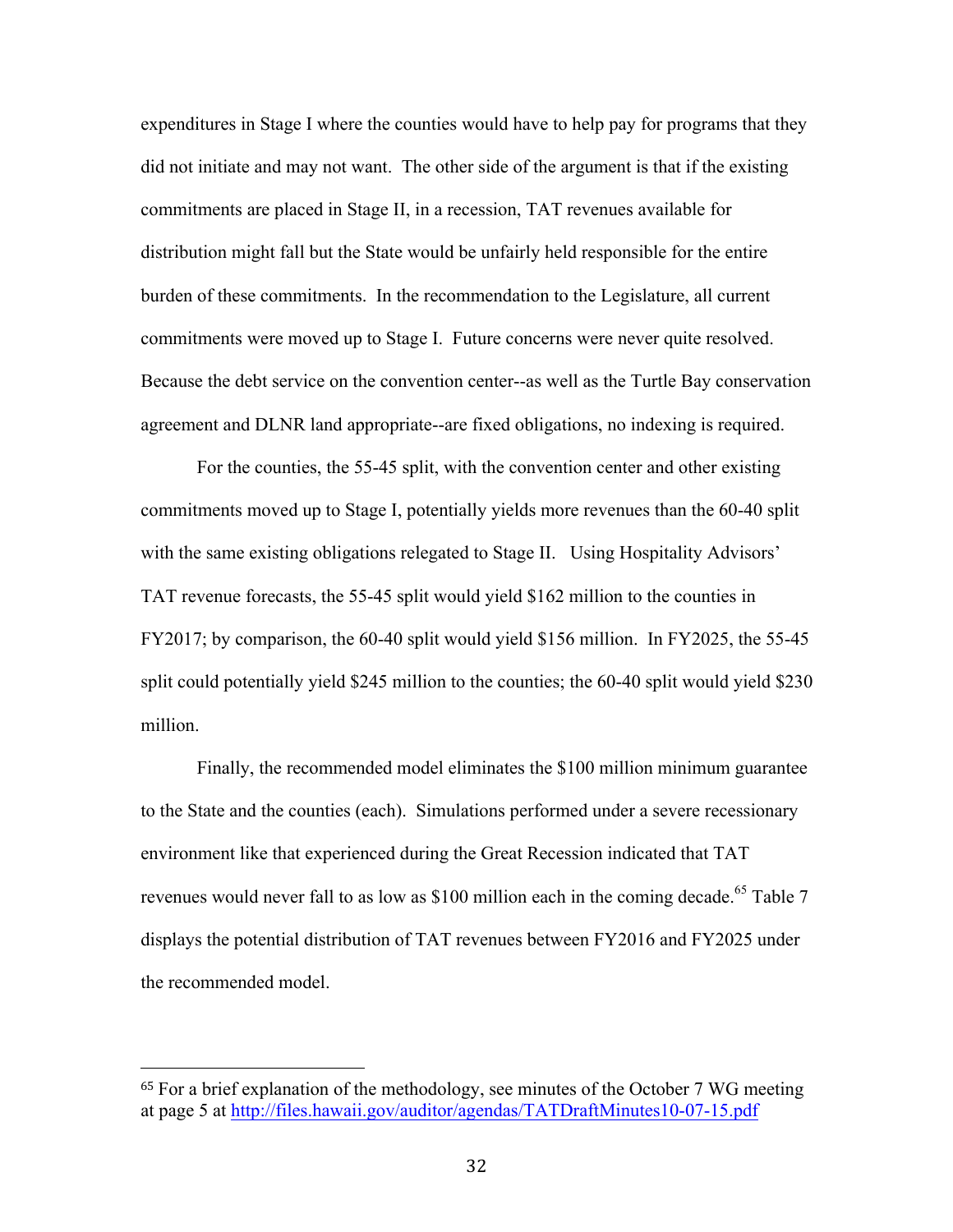expenditures in Stage I where the counties would have to help pay for programs that they did not initiate and may not want. The other side of the argument is that if the existing commitments are placed in Stage II, in a recession, TAT revenues available for distribution might fall but the State would be unfairly held responsible for the entire burden of these commitments. In the recommendation to the Legislature, all current commitments were moved up to Stage I. Future concerns were never quite resolved. Because the debt service on the convention center--as well as the Turtle Bay conservation agreement and DLNR land appropriate--are fixed obligations, no indexing is required.

For the counties, the 55-45 split, with the convention center and other existing commitments moved up to Stage I, potentially yields more revenues than the 60-40 split with the same existing obligations relegated to Stage II. Using Hospitality Advisors' TAT revenue forecasts, the 55-45 split would yield $162 million to the counties in FY2017; by comparison, the 60-40 split would yield $156 million. In FY2025, the 55-45 split could potentially yield $245 million to the counties; the 60-40 split would yield $230 million.

Finally, the recommended model eliminates the $100 million minimum guarantee to the State and the counties (each). Simulations performed under a severe recessionary environment like that experienced during the Great Recession indicated that TAT revenues would never fall to as low as $100 million each in the coming decade.[65] Table 7 displays the potential distribution of TAT revenues between FY2016 and FY2025 under the recommended model.

---

[65] For a brief explanation of the methodology, see minutes of the October 7 WG meeting at page 5 at http://files.hawaii.gov/auditor/agendas/TATDraftMinutes10-07-15.pdf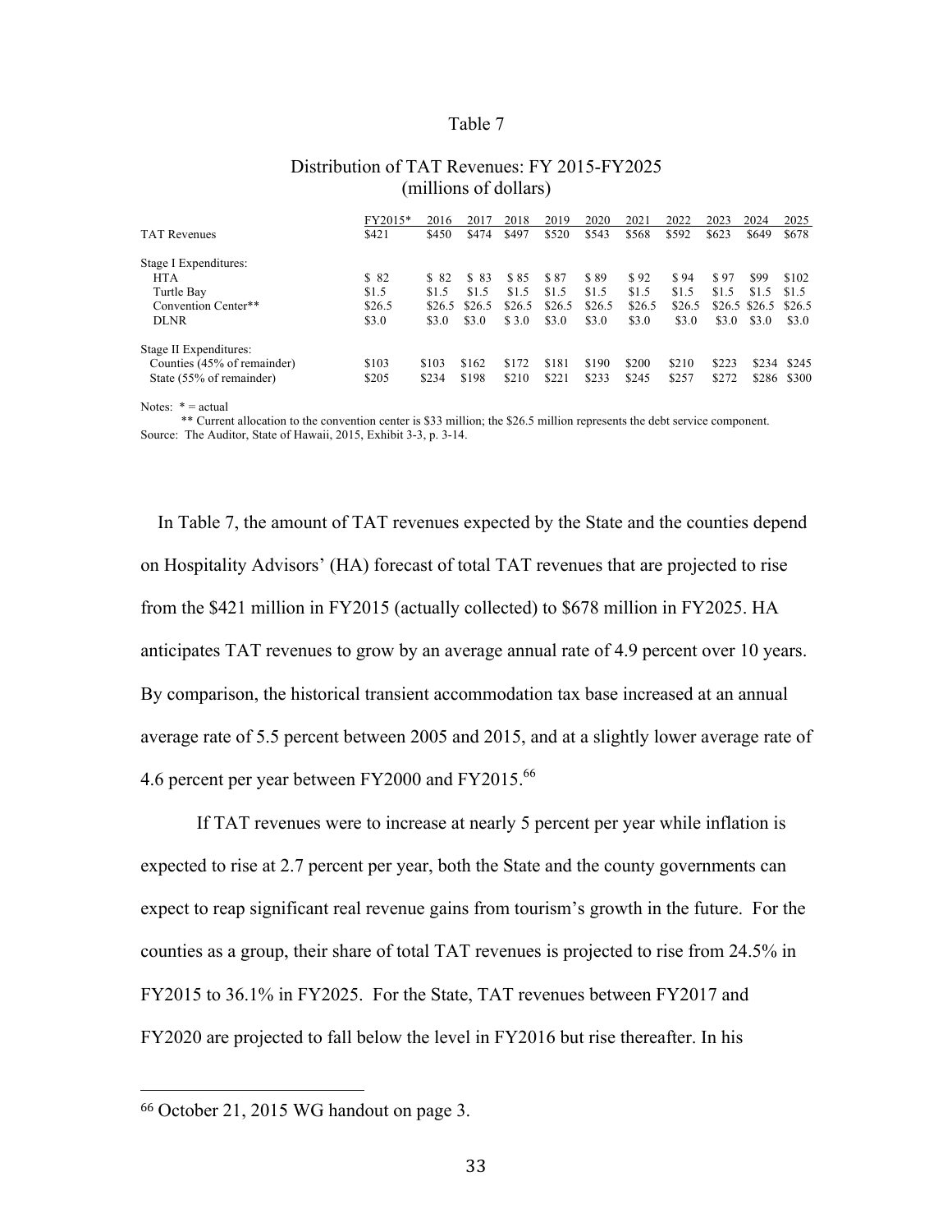Table 7

Distribution of TAT Revenues: FY 2015-FY2025
(millions of dollars)

| | FY2015* | 2016 | 2017 | 2018 | 2019 | 2020 | 2021 | 2022 | 2023 | 2024 | 2025 |
|---|---|---|---|---|---|---|---|---|---|---|---|
| TAT Revenues | $421 | $450 | $474 | $497 | $520 | $543 | $568 | $592 | $623 | $649 | $678 |
| Stage I Expenditures: | | | | | | | | | | | |
| HTA | $ 82 | $ 82 | $ 83 | $ 85 | $ 87 | $ 89 | $ 92 | $ 94 | $ 97 | $99 | $102 |
| Turtle Bay | $1.5 | $1.5 | $1.5 | $1.5 | $1.5 | $1.5 | $1.5 | $1.5 | $1.5 | $1.5 | $1.5 |
| Convention Center** | $26.5 | $26.5 | $26.5 | $26.5 | $26.5 | $26.5 | $26.5 | $26.5 | $26.5 | $26.5 | $26.5 |
| DLNR | $3.0 | $3.0 | $3.0 | $ 3.0 | $3.0 | $3.0 | $3.0 | $3.0 | $3.0 | $3.0 | $3.0 |
| Stage II Expenditures: | | | | | | | | | | | |
| Counties (45% of remainder) | $103 | $103 | $162 | $172 | $181 | $190 | $200 | $210 | $223 | $234 | $245 |
| State (55% of remainder) | $205 | $234 | $198 | $210 | $221 | $233 | $245 | $257 | $272 | $286 | $300 |

Notes: * = actual
** Current allocation to the convention center is $33 million; the $26.5 million represents the debt service component.
Source: The Auditor, State of Hawaii, 2015, Exhibit 3-3, p. 3-14.

In Table 7, the amount of TAT revenues expected by the State and the counties depend on Hospitality Advisors' (HA) forecast of total TAT revenues that are projected to rise from the $421 million in FY2015 (actually collected) to $678 million in FY2025. HA anticipates TAT revenues to grow by an average annual rate of 4.9 percent over 10 years. By comparison, the historical transient accommodation tax base increased at an annual average rate of 5.5 percent between 2005 and 2015, and at a slightly lower average rate of 4.6 percent per year between FY2000 and FY2015.[66]

If TAT revenues were to increase at nearly 5 percent per year while inflation is expected to rise at 2.7 percent per year, both the State and the county governments can expect to reap significant real revenue gains from tourism's growth in the future. For the counties as a group, their share of total TAT revenues is projected to rise from 24.5% in FY2015 to 36.1% in FY2025. For the State, TAT revenues between FY2017 and FY2020 are projected to fall below the level in FY2016 but rise thereafter. In his

[66] October 21, 2015 WG handout on page 3.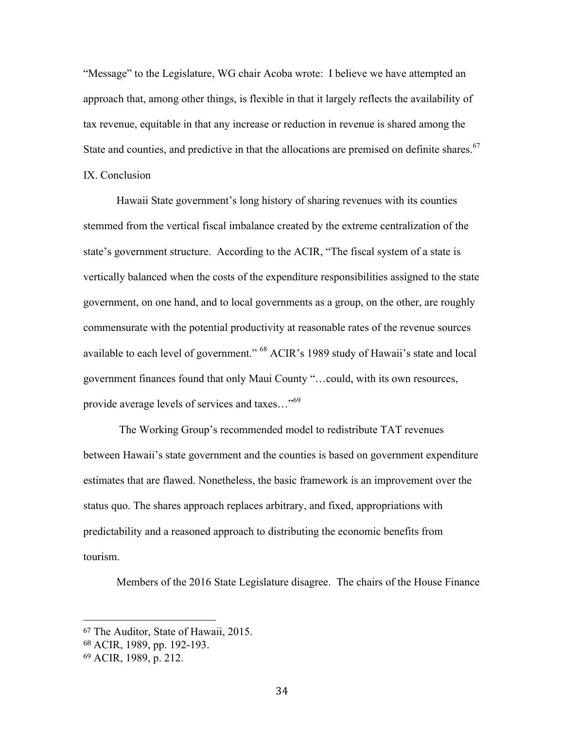“Message” to the Legislature, WG chair Acoba wrote: I believe we have attempted an approach that, among other things, is flexible in that it largely reflects the availability of tax revenue, equitable in that any increase or reduction in revenue is shared among the State and counties, and predictive in that the allocations are premised on definite shares.[67]

## IX. Conclusion

Hawaii State government’s long history of sharing revenues with its counties stemmed from the vertical fiscal imbalance created by the extreme centralization of the state’s government structure. According to the ACIR, “The fiscal system of a state is vertically balanced when the costs of the expenditure responsibilities assigned to the state government, on one hand, and to local governments as a group, on the other, are roughly commensurate with the potential productivity at reasonable rates of the revenue sources available to each level of government.”[68] ACIR’s 1989 study of Hawaii’s state and local government finances found that only Maui County “…could, with its own resources, provide average levels of services and taxes…”[69]

The Working Group’s recommended model to redistribute TAT revenues between Hawaii’s state government and the counties is based on government expenditure estimates that are flawed. Nonetheless, the basic framework is an improvement over the status quo. The shares approach replaces arbitrary, and fixed, appropriations with predictability and a reasoned approach to distributing the economic benefits from tourism.

Members of the 2016 State Legislature disagree. The chairs of the House Finance

---

[67] The Auditor, State of Hawaii, 2015.

[68] ACIR, 1989, pp. 192-193.

[69] ACIR, 1989, p. 212.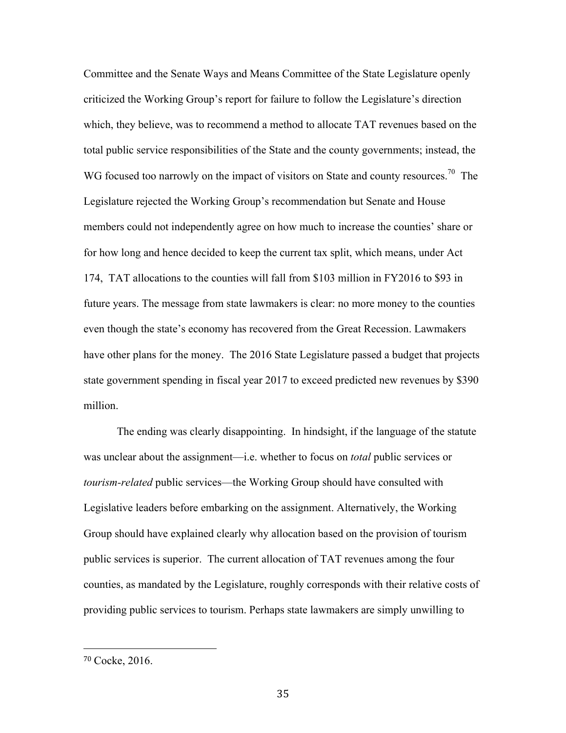Committee and the Senate Ways and Means Committee of the State Legislature openly criticized the Working Group's report for failure to follow the Legislature's direction which, they believe, was to recommend a method to allocate TAT revenues based on the total public service responsibilities of the State and the county governments; instead, the WG focused too narrowly on the impact of visitors on State and county resources.[70] The Legislature rejected the Working Group's recommendation but Senate and House members could not independently agree on how much to increase the counties' share or for how long and hence decided to keep the current tax split, which means, under Act 174, TAT allocations to the counties will fall from $103 million in FY2016 to $93 in future years. The message from state lawmakers is clear: no more money to the counties even though the state's economy has recovered from the Great Recession. Lawmakers have other plans for the money. The 2016 State Legislature passed a budget that projects state government spending in fiscal year 2017 to exceed predicted new revenues by $390 million.

The ending was clearly disappointing. In hindsight, if the language of the statute was unclear about the assignment—i.e. whether to focus on *total* public services or *tourism-related* public services—the Working Group should have consulted with Legislative leaders before embarking on the assignment. Alternatively, the Working Group should have explained clearly why allocation based on the provision of tourism public services is superior. The current allocation of TAT revenues among the four counties, as mandated by the Legislature, roughly corresponds with their relative costs of providing public services to tourism. Perhaps state lawmakers are simply unwilling to

[70] Cocke, 2016.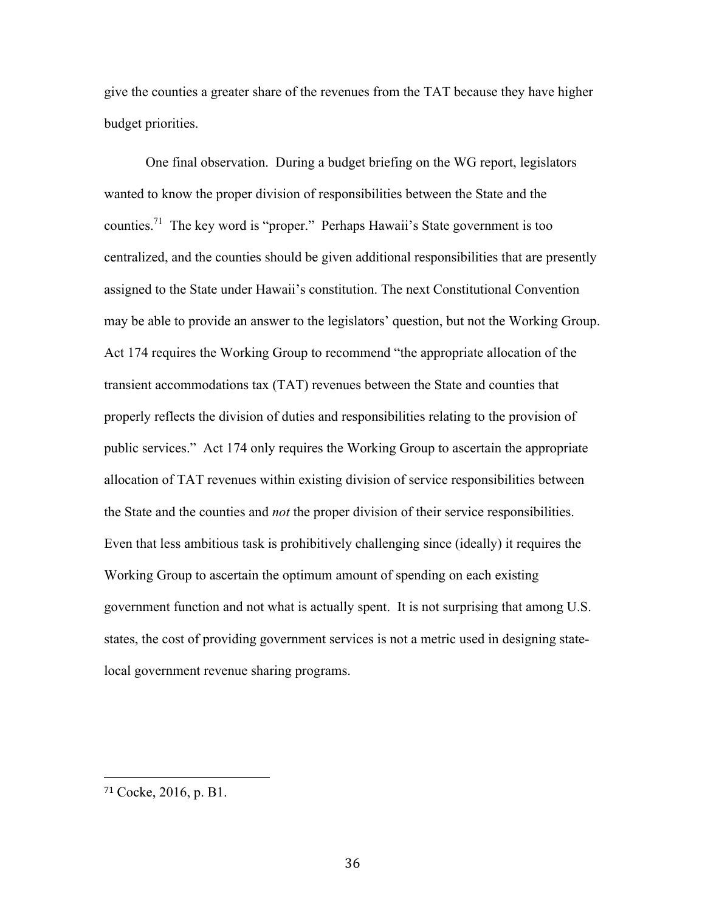give the counties a greater share of the revenues from the TAT because they have higher budget priorities.

One final observation. During a budget briefing on the WG report, legislators wanted to know the proper division of responsibilities between the State and the counties.[71] The key word is "proper." Perhaps Hawaii's State government is too centralized, and the counties should be given additional responsibilities that are presently assigned to the State under Hawaii's constitution. The next Constitutional Convention may be able to provide an answer to the legislators' question, but not the Working Group. Act 174 requires the Working Group to recommend "the appropriate allocation of the transient accommodations tax (TAT) revenues between the State and counties that properly reflects the division of duties and responsibilities relating to the provision of public services." Act 174 only requires the Working Group to ascertain the appropriate allocation of TAT revenues within existing division of service responsibilities between the State and the counties and *not* the proper division of their service responsibilities. Even that less ambitious task is prohibitively challenging since (ideally) it requires the Working Group to ascertain the optimum amount of spending on each existing government function and not what is actually spent. It is not surprising that among U.S. states, the cost of providing government services is not a metric used in designing state-local government revenue sharing programs.

---

[71] Cocke, 2016, p. B1.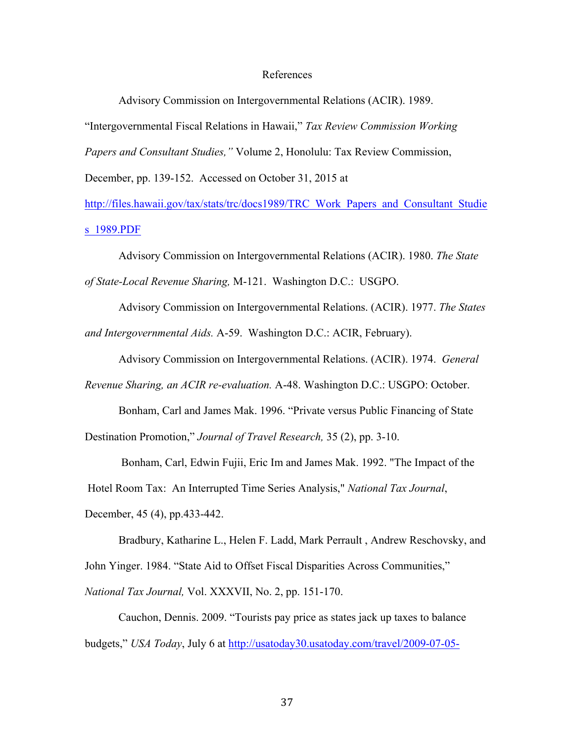# References

Advisory Commission on Intergovernmental Relations (ACIR). 1989. "Intergovernmental Fiscal Relations in Hawaii," *Tax Review Commission Working Papers and Consultant Studies,"* Volume 2, Honolulu: Tax Review Commission, December, pp. 139-152. Accessed on October 31, 2015 at http://files.hawaii.gov/tax/stats/trc/docs1989/TRC_Work_Papers_and_Consultant_Studies_1989.PDF

Advisory Commission on Intergovernmental Relations (ACIR). 1980. *The State of State-Local Revenue Sharing,* M-121. Washington D.C.: USGPO.

Advisory Commission on Intergovernmental Relations. (ACIR). 1977. *The States and Intergovernmental Aids.* A-59. Washington D.C.: ACIR, February).

Advisory Commission on Intergovernmental Relations. (ACIR). 1974. *General Revenue Sharing, an ACIR re-evaluation.* A-48. Washington D.C.: USGPO: October.

Bonham, Carl and James Mak. 1996. "Private versus Public Financing of State Destination Promotion," *Journal of Travel Research,* 35 (2), pp. 3-10.

Bonham, Carl, Edwin Fujii, Eric Im and James Mak. 1992. "The Impact of the Hotel Room Tax: An Interrupted Time Series Analysis," *National Tax Journal*, December, 45 (4), pp.433-442.

Bradbury, Katharine L., Helen F. Ladd, Mark Perrault , Andrew Reschovsky, and John Yinger. 1984. "State Aid to Offset Fiscal Disparities Across Communities," *National Tax Journal,* Vol. XXXVII, No. 2, pp. 151-170.

Cauchon, Dennis. 2009. "Tourists pay price as states jack up taxes to balance budgets," *USA Today*, July 6 at http://usatoday30.usatoday.com/travel/2009-07-05-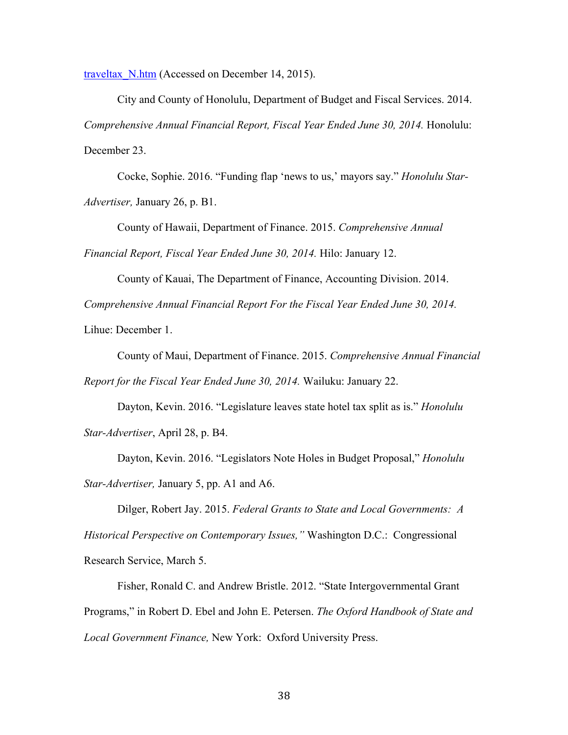traveltax_N.htm (Accessed on December 14, 2015).

City and County of Honolulu, Department of Budget and Fiscal Services. 2014. *Comprehensive Annual Financial Report, Fiscal Year Ended June 30, 2014.* Honolulu: December 23.

Cocke, Sophie. 2016. "Funding flap 'news to us,' mayors say." *Honolulu Star-Advertiser,* January 26, p. B1.

County of Hawaii, Department of Finance. 2015. *Comprehensive Annual Financial Report, Fiscal Year Ended June 30, 2014.* Hilo: January 12.

County of Kauai, The Department of Finance, Accounting Division. 2014. *Comprehensive Annual Financial Report For the Fiscal Year Ended June 30, 2014.* Lihue: December 1.

County of Maui, Department of Finance. 2015. *Comprehensive Annual Financial Report for the Fiscal Year Ended June 30, 2014.* Wailuku: January 22.

Dayton, Kevin. 2016. "Legislature leaves state hotel tax split as is." *Honolulu Star-Advertiser*, April 28, p. B4.

Dayton, Kevin. 2016. "Legislators Note Holes in Budget Proposal," *Honolulu Star-Advertiser,* January 5, pp. A1 and A6.

Dilger, Robert Jay. 2015. *Federal Grants to State and Local Governments: A Historical Perspective on Contemporary Issues,"* Washington D.C.: Congressional Research Service, March 5.

Fisher, Ronald C. and Andrew Bristle. 2012. "State Intergovernmental Grant Programs," in Robert D. Ebel and John E. Petersen. *The Oxford Handbook of State and Local Government Finance,* New York: Oxford University Press.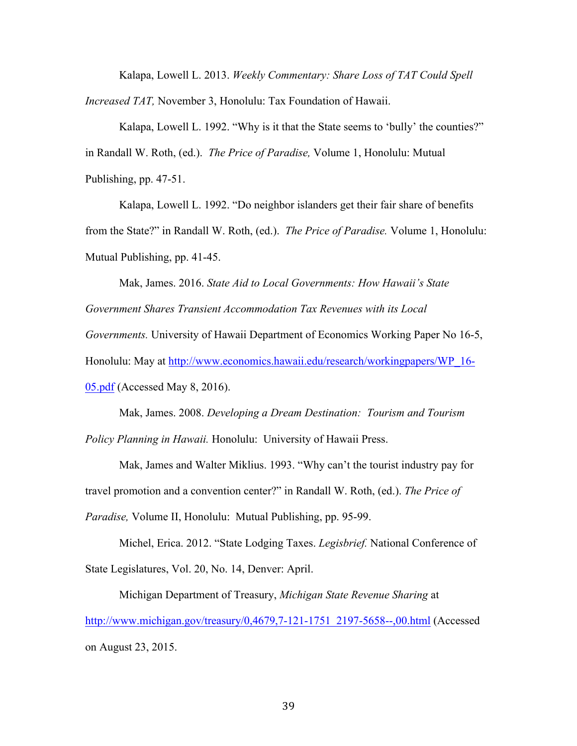Kalapa, Lowell L. 2013. *Weekly Commentary: Share Loss of TAT Could Spell Increased TAT,* November 3, Honolulu: Tax Foundation of Hawaii.

Kalapa, Lowell L. 1992. "Why is it that the State seems to 'bully' the counties?" in Randall W. Roth, (ed.). *The Price of Paradise,* Volume 1, Honolulu: Mutual Publishing, pp. 47-51.

Kalapa, Lowell L. 1992. "Do neighbor islanders get their fair share of benefits from the State?" in Randall W. Roth, (ed.). *The Price of Paradise.* Volume 1, Honolulu: Mutual Publishing, pp. 41-45.

Mak, James. 2016. *State Aid to Local Governments: How Hawaii's State Government Shares Transient Accommodation Tax Revenues with its Local Governments.* University of Hawaii Department of Economics Working Paper No 16-5, Honolulu: May at http://www.economics.hawaii.edu/research/workingpapers/WP_16-05.pdf (Accessed May 8, 2016).

Mak, James. 2008. *Developing a Dream Destination: Tourism and Tourism Policy Planning in Hawaii.* Honolulu: University of Hawaii Press.

Mak, James and Walter Miklius. 1993. "Why can't the tourist industry pay for travel promotion and a convention center?" in Randall W. Roth, (ed.). *The Price of Paradise,* Volume II, Honolulu: Mutual Publishing, pp. 95-99.

Michel, Erica. 2012. "State Lodging Taxes. *Legisbrief.* National Conference of State Legislatures, Vol. 20, No. 14, Denver: April.

Michigan Department of Treasury, *Michigan State Revenue Sharing* at http://www.michigan.gov/treasury/0,4679,7-121-1751_2197-5658--,00.html (Accessed on August 23, 2015.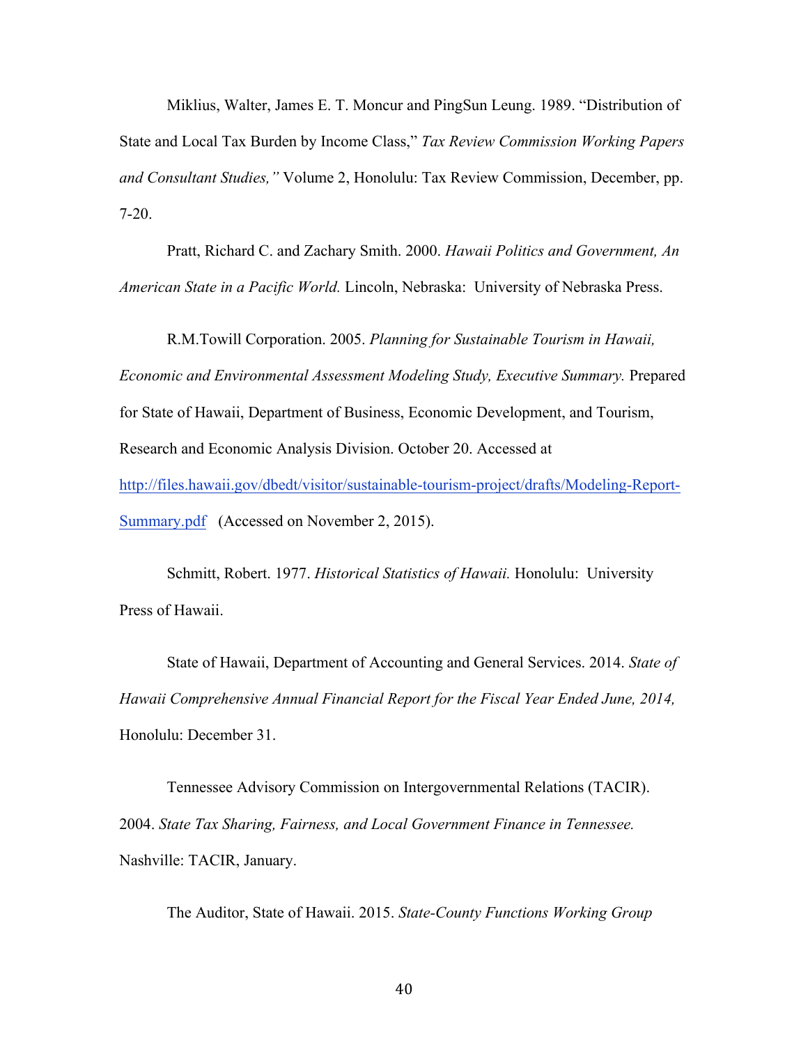Miklius, Walter, James E. T. Moncur and PingSun Leung. 1989. "Distribution of State and Local Tax Burden by Income Class," *Tax Review Commission Working Papers and Consultant Studies,"* Volume 2, Honolulu: Tax Review Commission, December, pp. 7-20.

Pratt, Richard C. and Zachary Smith. 2000. *Hawaii Politics and Government, An American State in a Pacific World.* Lincoln, Nebraska: University of Nebraska Press.

R.M.Towill Corporation. 2005. *Planning for Sustainable Tourism in Hawaii, Economic and Environmental Assessment Modeling Study, Executive Summary.* Prepared for State of Hawaii, Department of Business, Economic Development, and Tourism, Research and Economic Analysis Division. October 20. Accessed at http://files.hawaii.gov/dbedt/visitor/sustainable-tourism-project/drafts/Modeling-Report-Summary.pdf (Accessed on November 2, 2015).

Schmitt, Robert. 1977. *Historical Statistics of Hawaii.* Honolulu: University Press of Hawaii.

State of Hawaii, Department of Accounting and General Services. 2014. *State of Hawaii Comprehensive Annual Financial Report for the Fiscal Year Ended June, 2014,* Honolulu: December 31.

Tennessee Advisory Commission on Intergovernmental Relations (TACIR). 2004. *State Tax Sharing, Fairness, and Local Government Finance in Tennessee.* Nashville: TACIR, January.

The Auditor, State of Hawaii. 2015. *State-County Functions Working Group*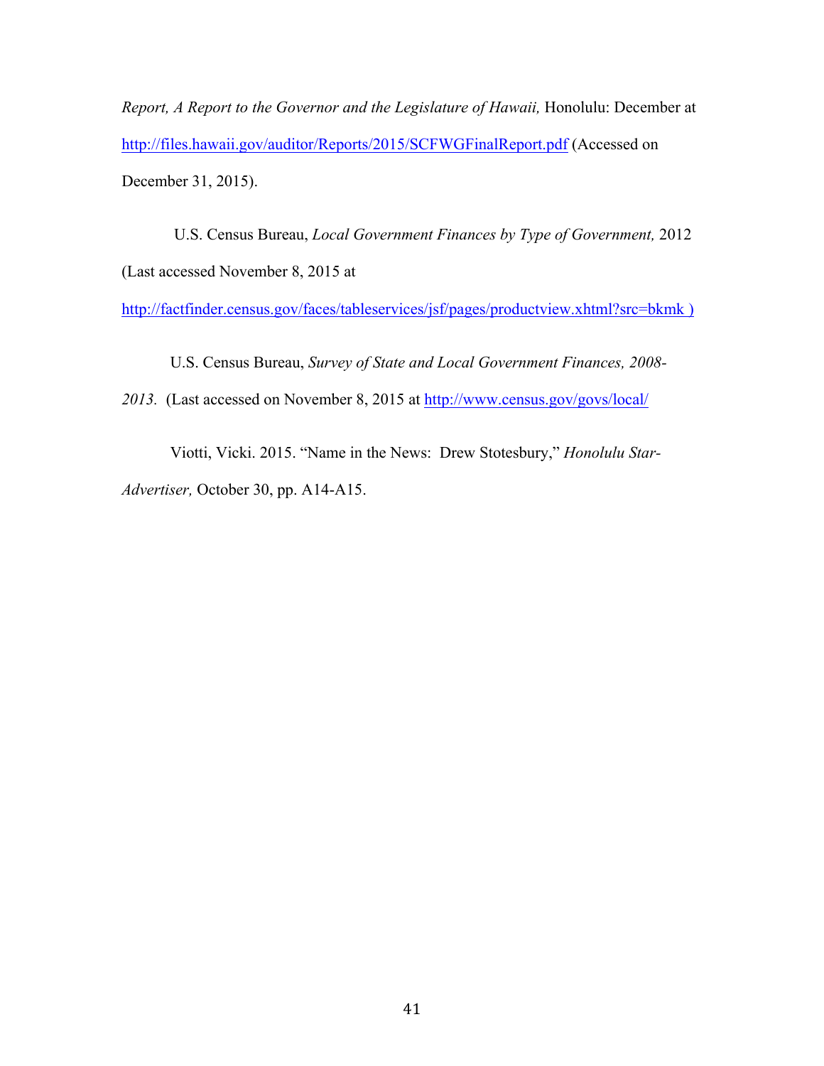*Report, A Report to the Governor and the Legislature of Hawaii,* Honolulu: December at http://files.hawaii.gov/auditor/Reports/2015/SCFWGFinalReport.pdf (Accessed on December 31, 2015).

U.S. Census Bureau, *Local Government Finances by Type of Government,* 2012 (Last accessed November 8, 2015 at http://factfinder.census.gov/faces/tableservices/jsf/pages/productview.xhtml?src=bkmk )

U.S. Census Bureau, *Survey of State and Local Government Finances, 2008-2013.* (Last accessed on November 8, 2015 at http://www.census.gov/govs/local/

Viotti, Vicki. 2015. "Name in the News: Drew Stotesbury," *Honolulu Star-Advertiser,* October 30, pp. A14-A15.